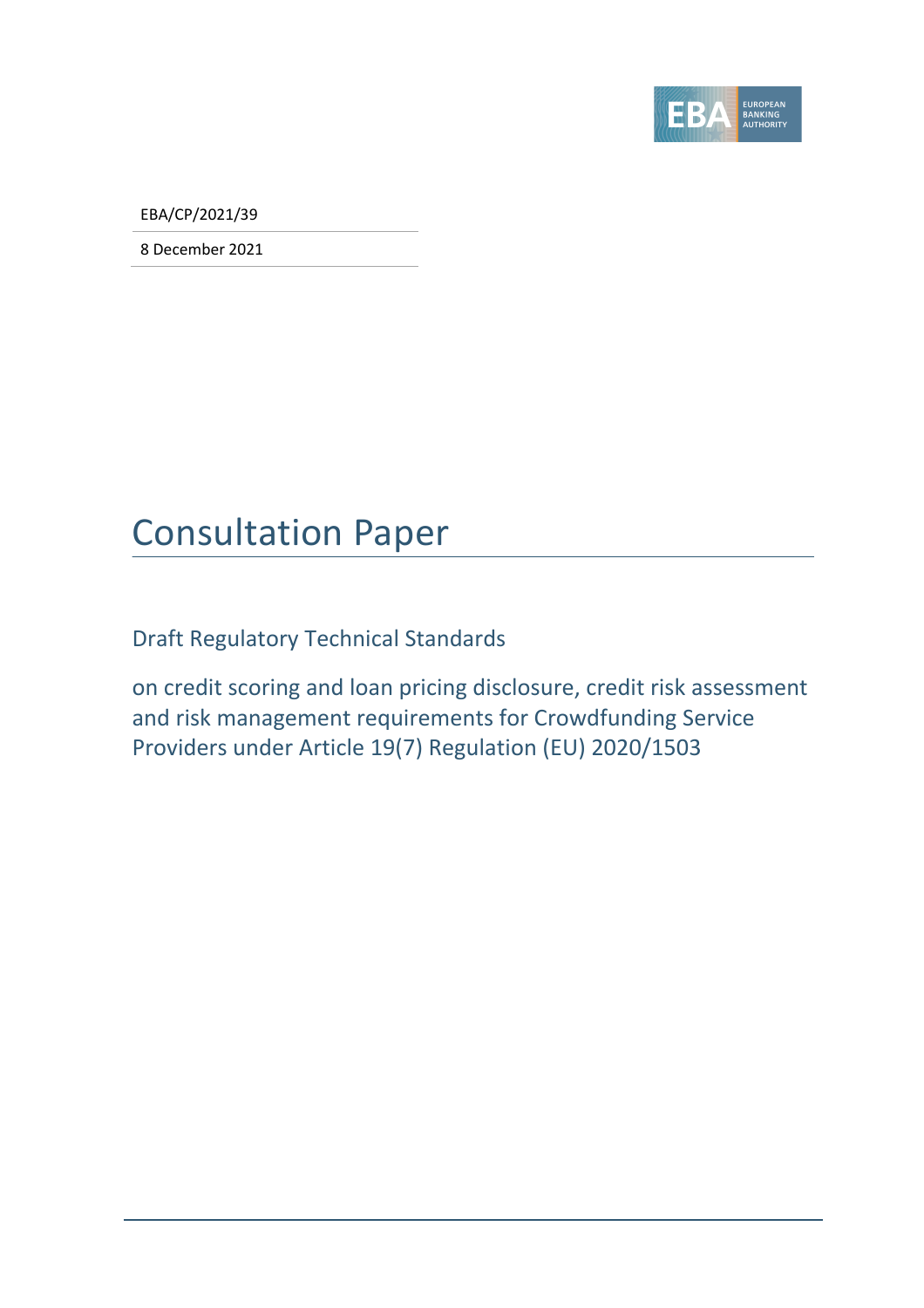EBA/CP/2021/39

8 December 2021

# Consultation Paper

## Draft Regulatory Technical Standards

on credit scoring and loan pricing disclosure, credit risk assessment and risk management requirements for Crowdfunding Service Providers under Article 19(7) Regulation (EU) 2020/1503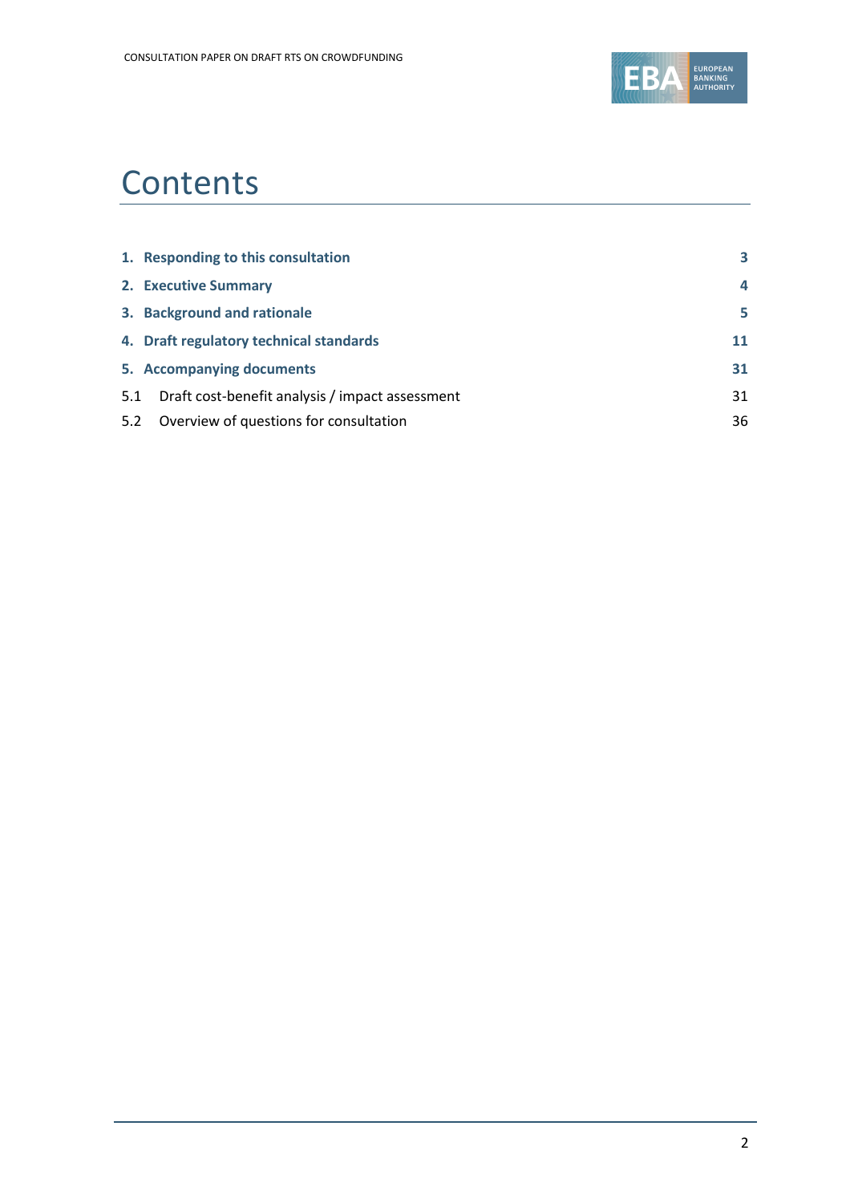# Contents

| | |
|---|---|
| **1. Responding to this consultation** | **3** |
| **2. Executive Summary** | **4** |
| **3. Background and rationale** | **5** |
| **4. Draft regulatory technical standards** | **11** |
| **5. Accompanying documents** | **31** |
| 5.1 Draft cost-benefit analysis / impact assessment | 31 |
| 5.2 Overview of questions for consultation | 36 |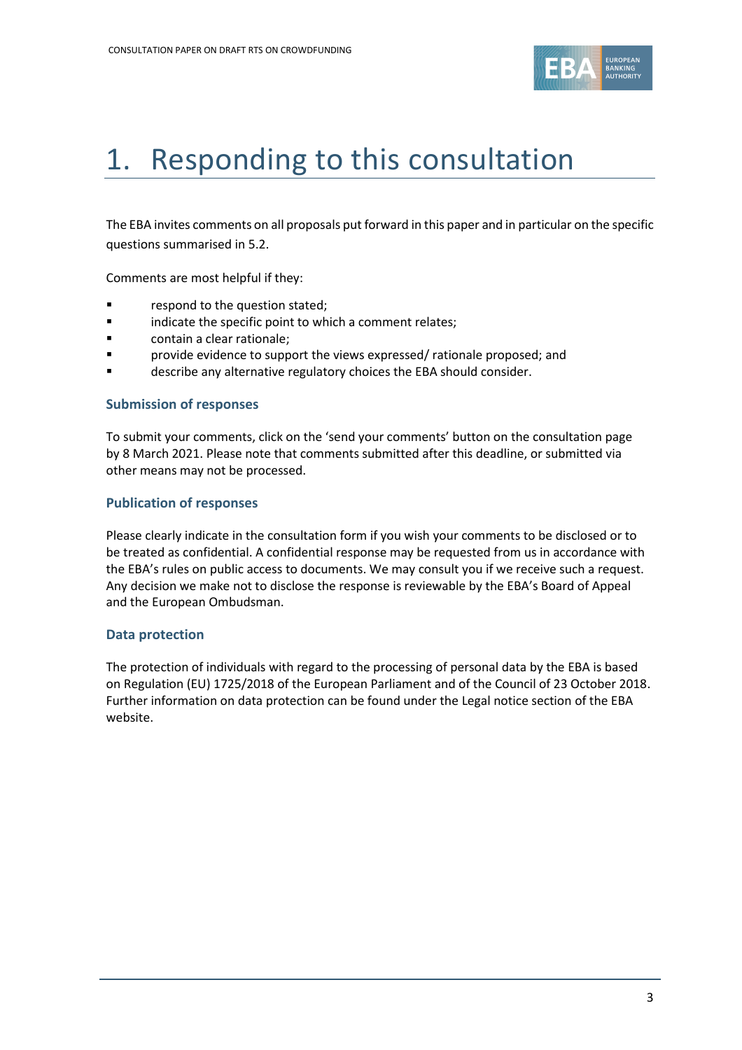# 1. Responding to this consultation

The EBA invites comments on all proposals put forward in this paper and in particular on the specific questions summarised in 5.2.

Comments are most helpful if they:

- respond to the question stated;
- indicate the specific point to which a comment relates;
- contain a clear rationale;
- provide evidence to support the views expressed/ rationale proposed; and
- describe any alternative regulatory choices the EBA should consider.

### Submission of responses

To submit your comments, click on the 'send your comments' button on the consultation page by 8 March 2021. Please note that comments submitted after this deadline, or submitted via other means may not be processed.

### Publication of responses

Please clearly indicate in the consultation form if you wish your comments to be disclosed or to be treated as confidential. A confidential response may be requested from us in accordance with the EBA's rules on public access to documents. We may consult you if we receive such a request. Any decision we make not to disclose the response is reviewable by the EBA's Board of Appeal and the European Ombudsman.

### Data protection

The protection of individuals with regard to the processing of personal data by the EBA is based on Regulation (EU) 1725/2018 of the European Parliament and of the Council of 23 October 2018. Further information on data protection can be found under the Legal notice section of the EBA website.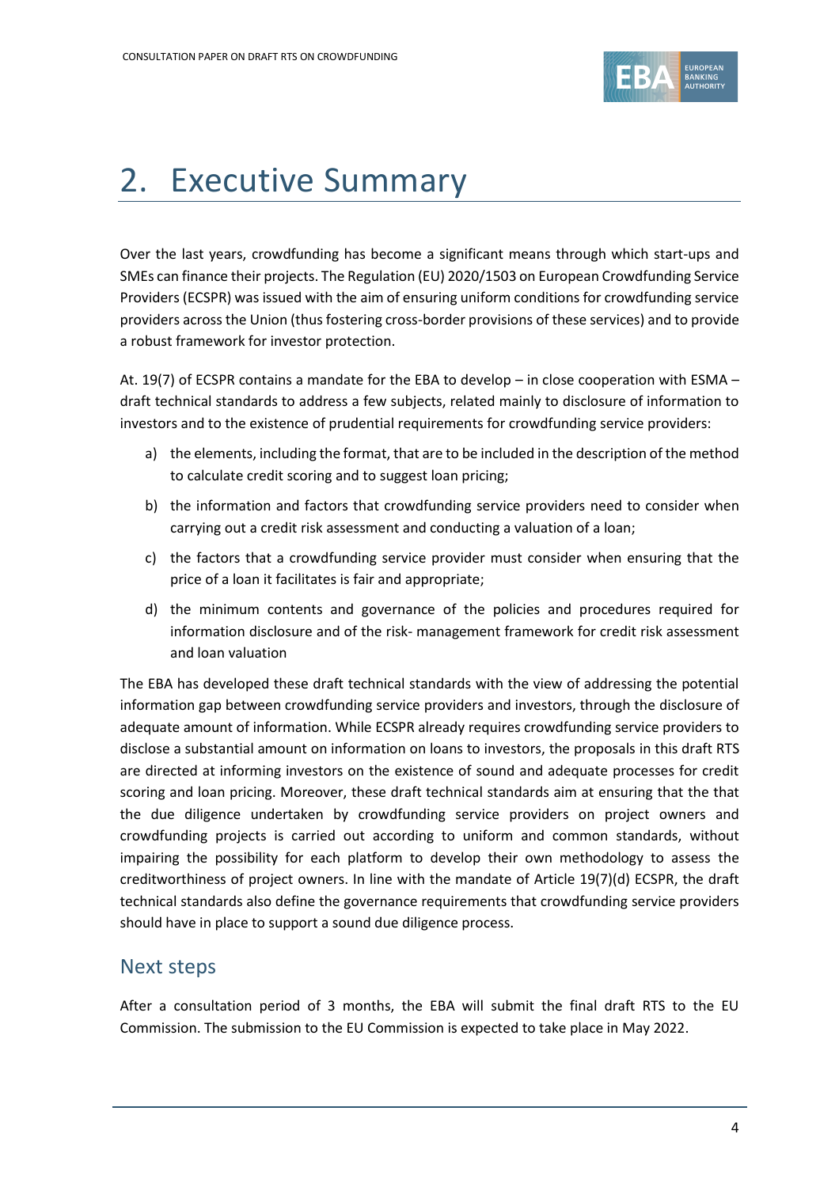# 2. Executive Summary

Over the last years, crowdfunding has become a significant means through which start-ups and SMEs can finance their projects. The Regulation (EU) 2020/1503 on European Crowdfunding Service Providers (ECSPR) was issued with the aim of ensuring uniform conditions for crowdfunding service providers across the Union (thus fostering cross-border provisions of these services) and to provide a robust framework for investor protection.

At. 19(7) of ECSPR contains a mandate for the EBA to develop – in close cooperation with ESMA – draft technical standards to address a few subjects, related mainly to disclosure of information to investors and to the existence of prudential requirements for crowdfunding service providers:

a) the elements, including the format, that are to be included in the description of the method to calculate credit scoring and to suggest loan pricing;

b) the information and factors that crowdfunding service providers need to consider when carrying out a credit risk assessment and conducting a valuation of a loan;

c) the factors that a crowdfunding service provider must consider when ensuring that the price of a loan it facilitates is fair and appropriate;

d) the minimum contents and governance of the policies and procedures required for information disclosure and of the risk- management framework for credit risk assessment and loan valuation

The EBA has developed these draft technical standards with the view of addressing the potential information gap between crowdfunding service providers and investors, through the disclosure of adequate amount of information. While ECSPR already requires crowdfunding service providers to disclose a substantial amount on information on loans to investors, the proposals in this draft RTS are directed at informing investors on the existence of sound and adequate processes for credit scoring and loan pricing. Moreover, these draft technical standards aim at ensuring that the that the due diligence undertaken by crowdfunding service providers on project owners and crowdfunding projects is carried out according to uniform and common standards, without impairing the possibility for each platform to develop their own methodology to assess the creditworthiness of project owners. In line with the mandate of Article 19(7)(d) ECSPR, the draft technical standards also define the governance requirements that crowdfunding service providers should have in place to support a sound due diligence process.

## Next steps

After a consultation period of 3 months, the EBA will submit the final draft RTS to the EU Commission. The submission to the EU Commission is expected to take place in May 2022.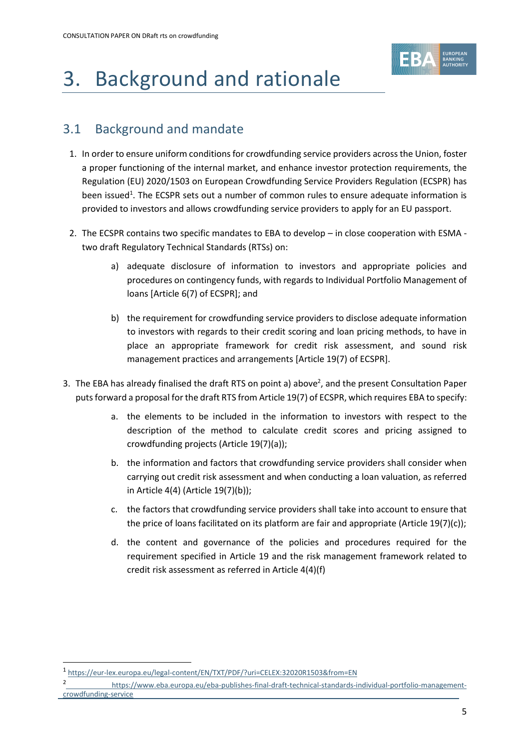# 3. Background and rationale

## 3.1 Background and mandate

1. In order to ensure uniform conditions for crowdfunding service providers across the Union, foster a proper functioning of the internal market, and enhance investor protection requirements, the Regulation (EU) 2020/1503 on European Crowdfunding Service Providers Regulation (ECSPR) has been issued[1]. The ECSPR sets out a number of common rules to ensure adequate information is provided to investors and allows crowdfunding service providers to apply for an EU passport.

2. The ECSPR contains two specific mandates to EBA to develop – in close cooperation with ESMA - two draft Regulatory Technical Standards (RTSs) on:

   a) adequate disclosure of information to investors and appropriate policies and procedures on contingency funds, with regards to Individual Portfolio Management of loans [Article 6(7) of ECSPR]; and

   b) the requirement for crowdfunding service providers to disclose adequate information to investors with regards to their credit scoring and loan pricing methods, to have in place an appropriate framework for credit risk assessment, and sound risk management practices and arrangements [Article 19(7) of ECSPR].

3. The EBA has already finalised the draft RTS on point a) above[2], and the present Consultation Paper puts forward a proposal for the draft RTS from Article 19(7) of ECSPR, which requires EBA to specify:

   a. the elements to be included in the information to investors with respect to the description of the method to calculate credit scores and pricing assigned to crowdfunding projects (Article 19(7)(a));

   b. the information and factors that crowdfunding service providers shall consider when carrying out credit risk assessment and when conducting a loan valuation, as referred in Article 4(4) (Article 19(7)(b));

   c. the factors that crowdfunding service providers shall take into account to ensure that the price of loans facilitated on its platform are fair and appropriate (Article 19(7)(c));

   d. the content and governance of the policies and procedures required for the requirement specified in Article 19 and the risk management framework related to credit risk assessment as referred in Article 4(4)(f)

---

[1] https://eur-lex.europa.eu/legal-content/EN/TXT/PDF/?uri=CELEX:32020R1503&from=EN

[2] https://www.eba.europa.eu/eba-publishes-final-draft-technical-standards-individual-portfolio-management-crowdfunding-service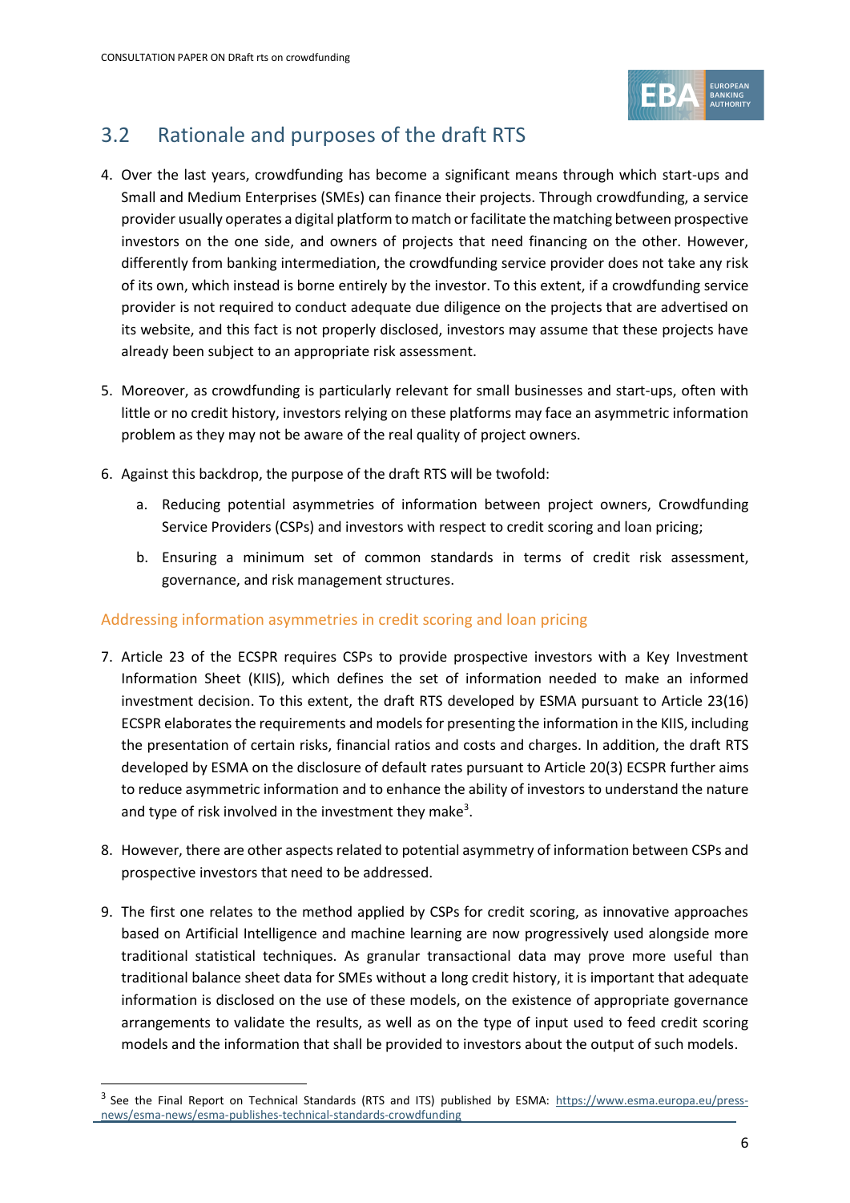## 3.2 Rationale and purposes of the draft RTS

4. Over the last years, crowdfunding has become a significant means through which start-ups and Small and Medium Enterprises (SMEs) can finance their projects. Through crowdfunding, a service provider usually operates a digital platform to match or facilitate the matching between prospective investors on the one side, and owners of projects that need financing on the other. However, differently from banking intermediation, the crowdfunding service provider does not take any risk of its own, which instead is borne entirely by the investor. To this extent, if a crowdfunding service provider is not required to conduct adequate due diligence on the projects that are advertised on its website, and this fact is not properly disclosed, investors may assume that these projects have already been subject to an appropriate risk assessment.

5. Moreover, as crowdfunding is particularly relevant for small businesses and start-ups, often with little or no credit history, investors relying on these platforms may face an asymmetric information problem as they may not be aware of the real quality of project owners.

6. Against this backdrop, the purpose of the draft RTS will be twofold:

   a. Reducing potential asymmetries of information between project owners, Crowdfunding Service Providers (CSPs) and investors with respect to credit scoring and loan pricing;

   b. Ensuring a minimum set of common standards in terms of credit risk assessment, governance, and risk management structures.

### Addressing information asymmetries in credit scoring and loan pricing

7. Article 23 of the ECSPR requires CSPs to provide prospective investors with a Key Investment Information Sheet (KIIS), which defines the set of information needed to make an informed investment decision. To this extent, the draft RTS developed by ESMA pursuant to Article 23(16) ECSPR elaborates the requirements and models for presenting the information in the KIIS, including the presentation of certain risks, financial ratios and costs and charges. In addition, the draft RTS developed by ESMA on the disclosure of default rates pursuant to Article 20(3) ECSPR further aims to reduce asymmetric information and to enhance the ability of investors to understand the nature and type of risk involved in the investment they make[3].

8. However, there are other aspects related to potential asymmetry of information between CSPs and prospective investors that need to be addressed.

9. The first one relates to the method applied by CSPs for credit scoring, as innovative approaches based on Artificial Intelligence and machine learning are now progressively used alongside more traditional statistical techniques. As granular transactional data may prove more useful than traditional balance sheet data for SMEs without a long credit history, it is important that adequate information is disclosed on the use of these models, on the existence of appropriate governance arrangements to validate the results, as well as on the type of input used to feed credit scoring models and the information that shall be provided to investors about the output of such models.

[3] See the Final Report on Technical Standards (RTS and ITS) published by ESMA: https://www.esma.europa.eu/press-news/esma-news/esma-publishes-technical-standards-crowdfunding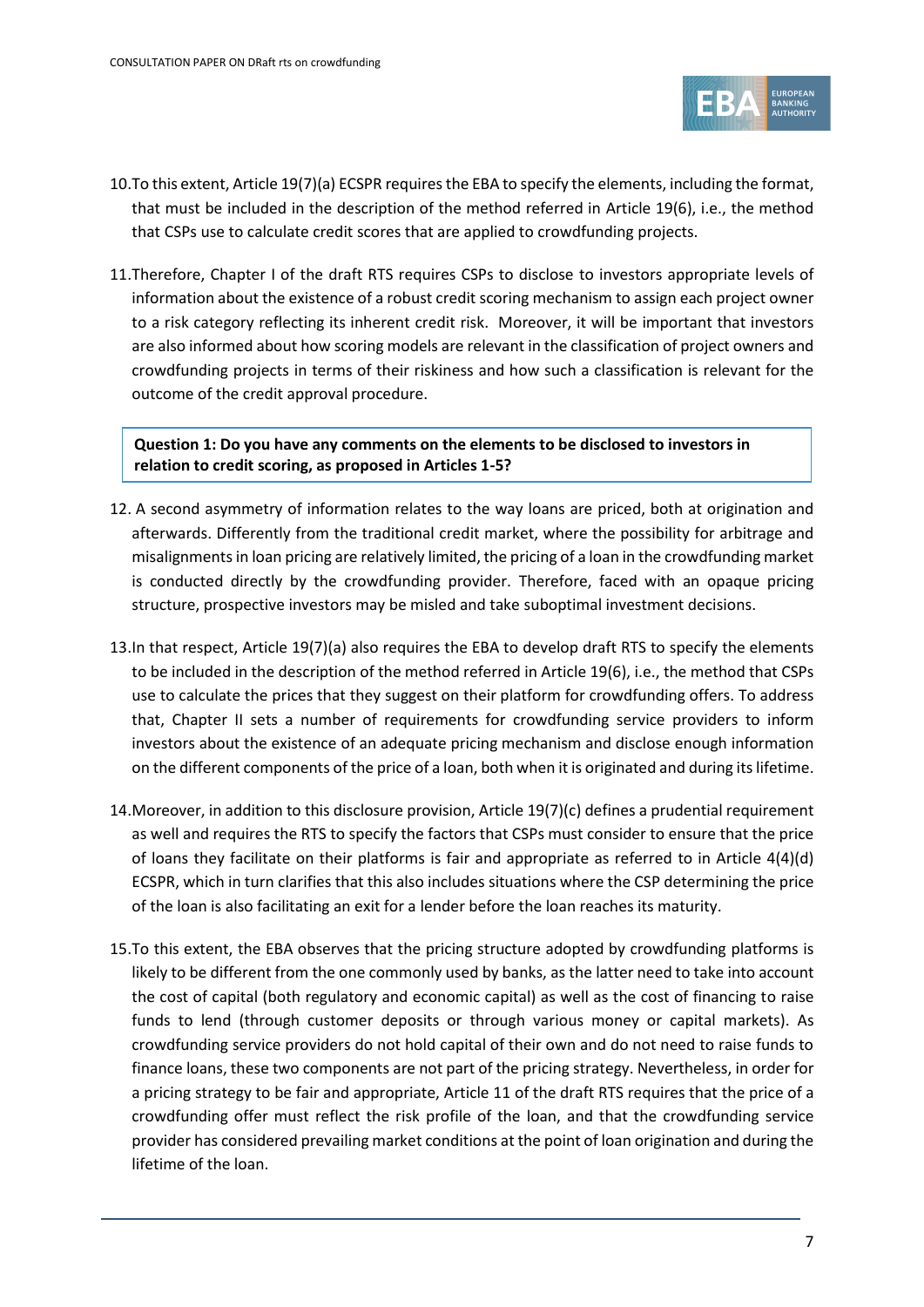10. To this extent, Article 19(7)(a) ECSPR requires the EBA to specify the elements, including the format, that must be included in the description of the method referred in Article 19(6), i.e., the method that CSPs use to calculate credit scores that are applied to crowdfunding projects.

11. Therefore, Chapter I of the draft RTS requires CSPs to disclose to investors appropriate levels of information about the existence of a robust credit scoring mechanism to assign each project owner to a risk category reflecting its inherent credit risk. Moreover, it will be important that investors are also informed about how scoring models are relevant in the classification of project owners and crowdfunding projects in terms of their riskiness and how such a classification is relevant for the outcome of the credit approval procedure.

**Question 1: Do you have any comments on the elements to be disclosed to investors in relation to credit scoring, as proposed in Articles 1-5?**

12. A second asymmetry of information relates to the way loans are priced, both at origination and afterwards. Differently from the traditional credit market, where the possibility for arbitrage and misalignments in loan pricing are relatively limited, the pricing of a loan in the crowdfunding market is conducted directly by the crowdfunding provider. Therefore, faced with an opaque pricing structure, prospective investors may be misled and take suboptimal investment decisions.

13. In that respect, Article 19(7)(a) also requires the EBA to develop draft RTS to specify the elements to be included in the description of the method referred in Article 19(6), i.e., the method that CSPs use to calculate the prices that they suggest on their platform for crowdfunding offers. To address that, Chapter II sets a number of requirements for crowdfunding service providers to inform investors about the existence of an adequate pricing mechanism and disclose enough information on the different components of the price of a loan, both when it is originated and during its lifetime.

14. Moreover, in addition to this disclosure provision, Article 19(7)(c) defines a prudential requirement as well and requires the RTS to specify the factors that CSPs must consider to ensure that the price of loans they facilitate on their platforms is fair and appropriate as referred to in Article 4(4)(d) ECSPR, which in turn clarifies that this also includes situations where the CSP determining the price of the loan is also facilitating an exit for a lender before the loan reaches its maturity.

15. To this extent, the EBA observes that the pricing structure adopted by crowdfunding platforms is likely to be different from the one commonly used by banks, as the latter need to take into account the cost of capital (both regulatory and economic capital) as well as the cost of financing to raise funds to lend (through customer deposits or through various money or capital markets). As crowdfunding service providers do not hold capital of their own and do not need to raise funds to finance loans, these two components are not part of the pricing strategy. Nevertheless, in order for a pricing strategy to be fair and appropriate, Article 11 of the draft RTS requires that the price of a crowdfunding offer must reflect the risk profile of the loan, and that the crowdfunding service provider has considered prevailing market conditions at the point of loan origination and during the lifetime of the loan.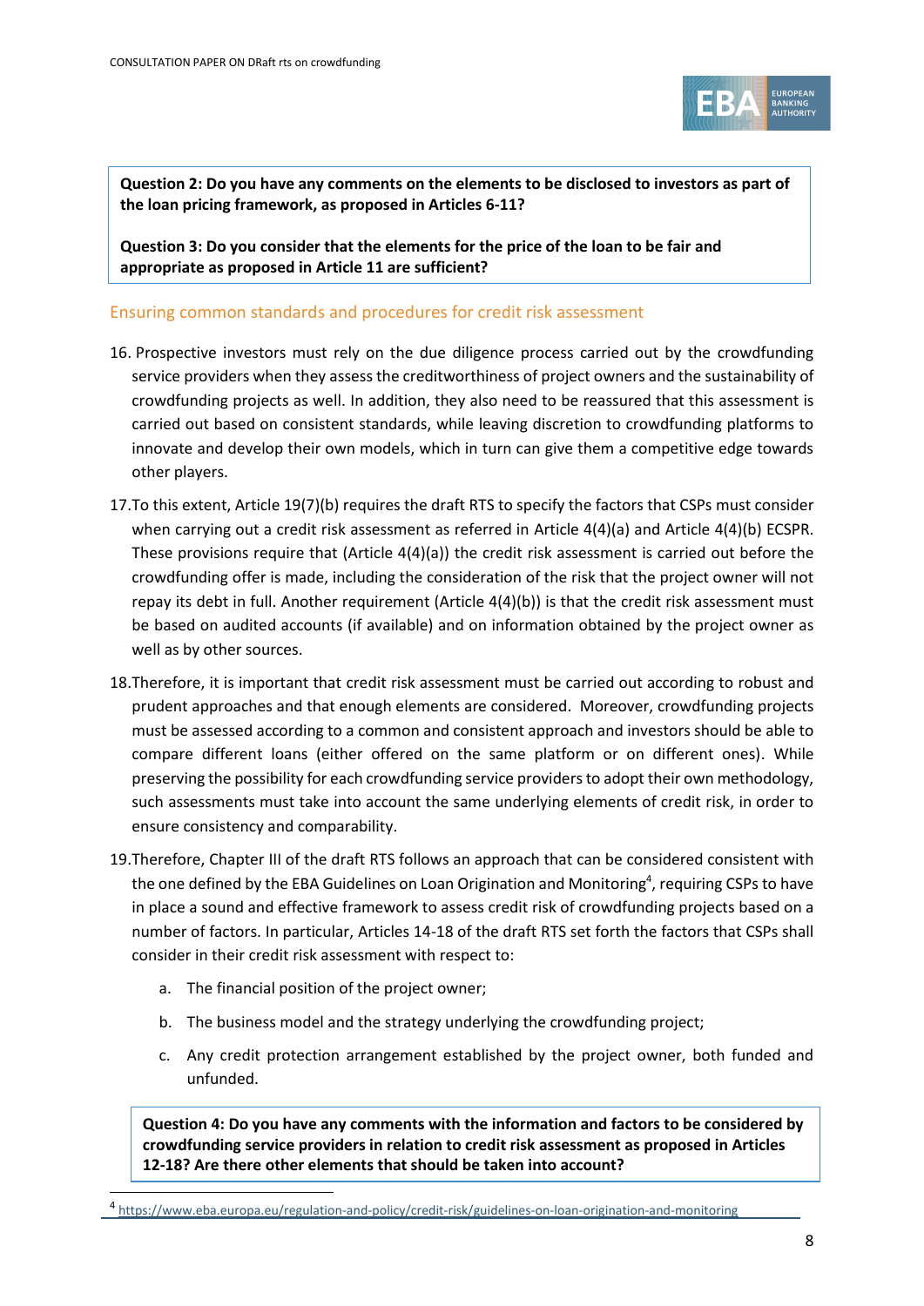**Question 2: Do you have any comments on the elements to be disclosed to investors as part of the loan pricing framework, as proposed in Articles 6-11?**

**Question 3: Do you consider that the elements for the price of the loan to be fair and appropriate as proposed in Article 11 are sufficient?**

## Ensuring common standards and procedures for credit risk assessment

16. Prospective investors must rely on the due diligence process carried out by the crowdfunding service providers when they assess the creditworthiness of project owners and the sustainability of crowdfunding projects as well. In addition, they also need to be reassured that this assessment is carried out based on consistent standards, while leaving discretion to crowdfunding platforms to innovate and develop their own models, which in turn can give them a competitive edge towards other players.

17. To this extent, Article 19(7)(b) requires the draft RTS to specify the factors that CSPs must consider when carrying out a credit risk assessment as referred in Article 4(4)(a) and Article 4(4)(b) ECSPR. These provisions require that (Article 4(4)(a)) the credit risk assessment is carried out before the crowdfunding offer is made, including the consideration of the risk that the project owner will not repay its debt in full. Another requirement (Article 4(4)(b)) is that the credit risk assessment must be based on audited accounts (if available) and on information obtained by the project owner as well as by other sources.

18. Therefore, it is important that credit risk assessment must be carried out according to robust and prudent approaches and that enough elements are considered. Moreover, crowdfunding projects must be assessed according to a common and consistent approach and investors should be able to compare different loans (either offered on the same platform or on different ones). While preserving the possibility for each crowdfunding service providers to adopt their own methodology, such assessments must take into account the same underlying elements of credit risk, in order to ensure consistency and comparability.

19. Therefore, Chapter III of the draft RTS follows an approach that can be considered consistent with the one defined by the EBA Guidelines on Loan Origination and Monitoring[4], requiring CSPs to have in place a sound and effective framework to assess credit risk of crowdfunding projects based on a number of factors. In particular, Articles 14-18 of the draft RTS set forth the factors that CSPs shall consider in their credit risk assessment with respect to:

    a. The financial position of the project owner;

    b. The business model and the strategy underlying the crowdfunding project;

    c. Any credit protection arrangement established by the project owner, both funded and unfunded.

**Question 4: Do you have any comments with the information and factors to be considered by crowdfunding service providers in relation to credit risk assessment as proposed in Articles 12-18? Are there other elements that should be taken into account?**

[4] https://www.eba.europa.eu/regulation-and-policy/credit-risk/guidelines-on-loan-origination-and-monitoring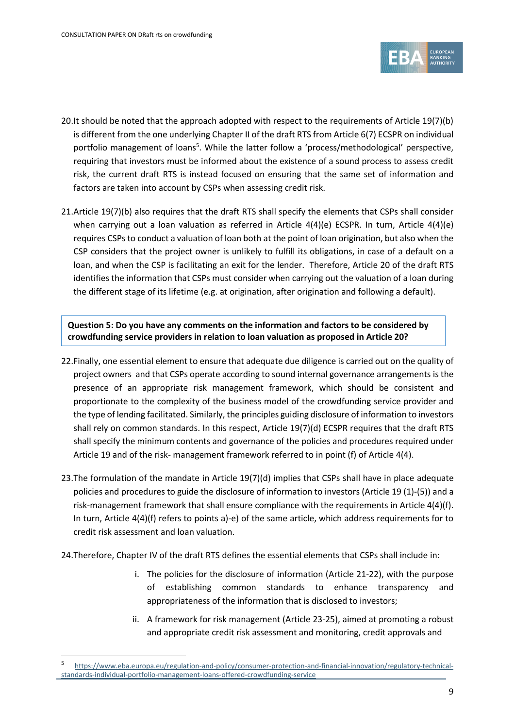20. It should be noted that the approach adopted with respect to the requirements of Article 19(7)(b) is different from the one underlying Chapter II of the draft RTS from Article 6(7) ECSPR on individual portfolio management of loans[5]. While the latter follow a 'process/methodological' perspective, requiring that investors must be informed about the existence of a sound process to assess credit risk, the current draft RTS is instead focused on ensuring that the same set of information and factors are taken into account by CSPs when assessing credit risk.

21. Article 19(7)(b) also requires that the draft RTS shall specify the elements that CSPs shall consider when carrying out a loan valuation as referred in Article 4(4)(e) ECSPR. In turn, Article 4(4)(e) requires CSPs to conduct a valuation of loan both at the point of loan origination, but also when the CSP considers that the project owner is unlikely to fulfill its obligations, in case of a default on a loan, and when the CSP is facilitating an exit for the lender. Therefore, Article 20 of the draft RTS identifies the information that CSPs must consider when carrying out the valuation of a loan during the different stage of its lifetime (e.g. at origination, after origination and following a default).

**Question 5: Do you have any comments on the information and factors to be considered by crowdfunding service providers in relation to loan valuation as proposed in Article 20?**

22. Finally, one essential element to ensure that adequate due diligence is carried out on the quality of project owners and that CSPs operate according to sound internal governance arrangements is the presence of an appropriate risk management framework, which should be consistent and proportionate to the complexity of the business model of the crowdfunding service provider and the type of lending facilitated. Similarly, the principles guiding disclosure of information to investors shall rely on common standards. In this respect, Article 19(7)(d) ECSPR requires that the draft RTS shall specify the minimum contents and governance of the policies and procedures required under Article 19 and of the risk- management framework referred to in point (f) of Article 4(4).

23. The formulation of the mandate in Article 19(7)(d) implies that CSPs shall have in place adequate policies and procedures to guide the disclosure of information to investors (Article 19 (1)-(5)) and a risk-management framework that shall ensure compliance with the requirements in Article 4(4)(f). In turn, Article 4(4)(f) refers to points a)-e) of the same article, which address requirements for to credit risk assessment and loan valuation.

24. Therefore, Chapter IV of the draft RTS defines the essential elements that CSPs shall include in:

    i. The policies for the disclosure of information (Article 21-22), with the purpose of establishing common standards to enhance transparency and appropriateness of the information that is disclosed to investors;

    ii. A framework for risk management (Article 23-25), aimed at promoting a robust and appropriate credit risk assessment and monitoring, credit approvals and

[5] https://www.eba.europa.eu/regulation-and-policy/consumer-protection-and-financial-innovation/regulatory-technical-standards-individual-portfolio-management-loans-offered-crowdfunding-service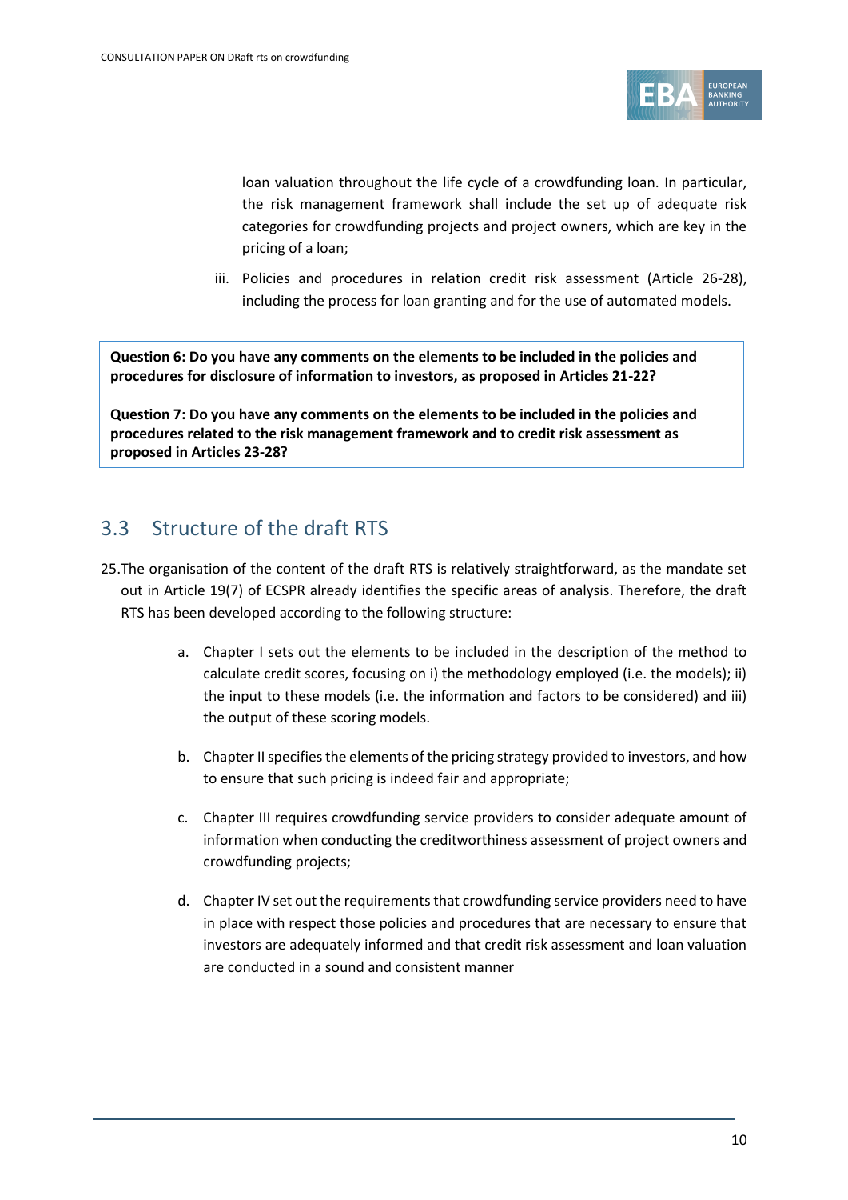loan valuation throughout the life cycle of a crowdfunding loan. In particular, the risk management framework shall include the set up of adequate risk categories for crowdfunding projects and project owners, which are key in the pricing of a loan;

iii. Policies and procedures in relation credit risk assessment (Article 26-28), including the process for loan granting and for the use of automated models.

**Question 6: Do you have any comments on the elements to be included in the policies and procedures for disclosure of information to investors, as proposed in Articles 21-22?**

**Question 7: Do you have any comments on the elements to be included in the policies and procedures related to the risk management framework and to credit risk assessment as proposed in Articles 23-28?**

## 3.3 Structure of the draft RTS

25. The organisation of the content of the draft RTS is relatively straightforward, as the mandate set out in Article 19(7) of ECSPR already identifies the specific areas of analysis. Therefore, the draft RTS has been developed according to the following structure:

   a. Chapter I sets out the elements to be included in the description of the method to calculate credit scores, focusing on i) the methodology employed (i.e. the models); ii) the input to these models (i.e. the information and factors to be considered) and iii) the output of these scoring models.

   b. Chapter II specifies the elements of the pricing strategy provided to investors, and how to ensure that such pricing is indeed fair and appropriate;

   c. Chapter III requires crowdfunding service providers to consider adequate amount of information when conducting the creditworthiness assessment of project owners and crowdfunding projects;

   d. Chapter IV set out the requirements that crowdfunding service providers need to have in place with respect those policies and procedures that are necessary to ensure that investors are adequately informed and that credit risk assessment and loan valuation are conducted in a sound and consistent manner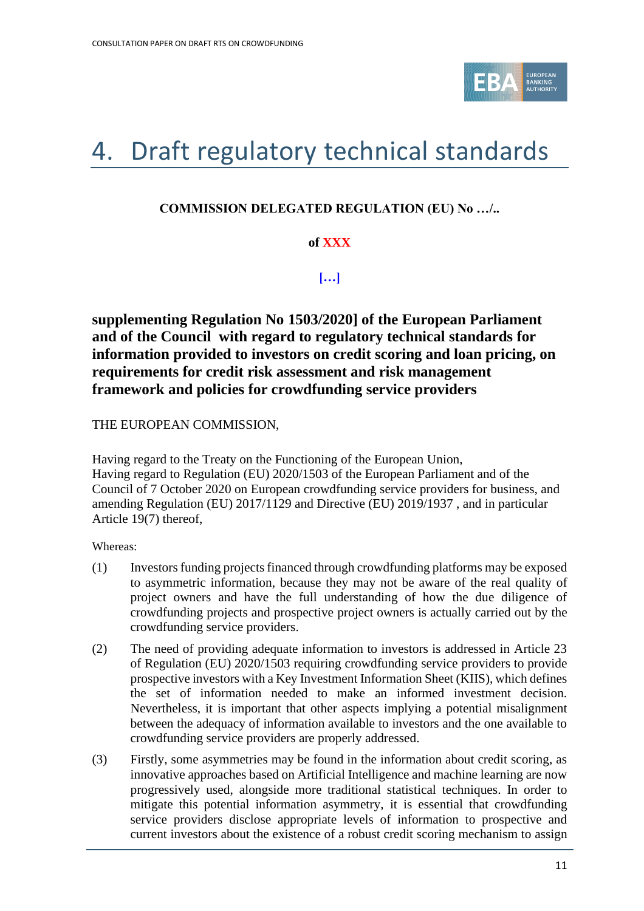# 4. Draft regulatory technical standards

**COMMISSION DELEGATED REGULATION (EU) No …/..**

**of XXX**

**[…]**

**supplementing Regulation No 1503/2020] of the European Parliament and of the Council with regard to regulatory technical standards for information provided to investors on credit scoring and loan pricing, on requirements for credit risk assessment and risk management framework and policies for crowdfunding service providers**

THE EUROPEAN COMMISSION,

Having regard to the Treaty on the Functioning of the European Union,
Having regard to Regulation (EU) 2020/1503 of the European Parliament and of the Council of 7 October 2020 on European crowdfunding service providers for business, and amending Regulation (EU) 2017/1129 and Directive (EU) 2019/1937 , and in particular Article 19(7) thereof,

Whereas:

(1) Investors funding projects financed through crowdfunding platforms may be exposed to asymmetric information, because they may not be aware of the real quality of project owners and have the full understanding of how the due diligence of crowdfunding projects and prospective project owners is actually carried out by the crowdfunding service providers.

(2) The need of providing adequate information to investors is addressed in Article 23 of Regulation (EU) 2020/1503 requiring crowdfunding service providers to provide prospective investors with a Key Investment Information Sheet (KIIS), which defines the set of information needed to make an informed investment decision. Nevertheless, it is important that other aspects implying a potential misalignment between the adequacy of information available to investors and the one available to crowdfunding service providers are properly addressed.

(3) Firstly, some asymmetries may be found in the information about credit scoring, as innovative approaches based on Artificial Intelligence and machine learning are now progressively used, alongside more traditional statistical techniques. In order to mitigate this potential information asymmetry, it is essential that crowdfunding service providers disclose appropriate levels of information to prospective and current investors about the existence of a robust credit scoring mechanism to assign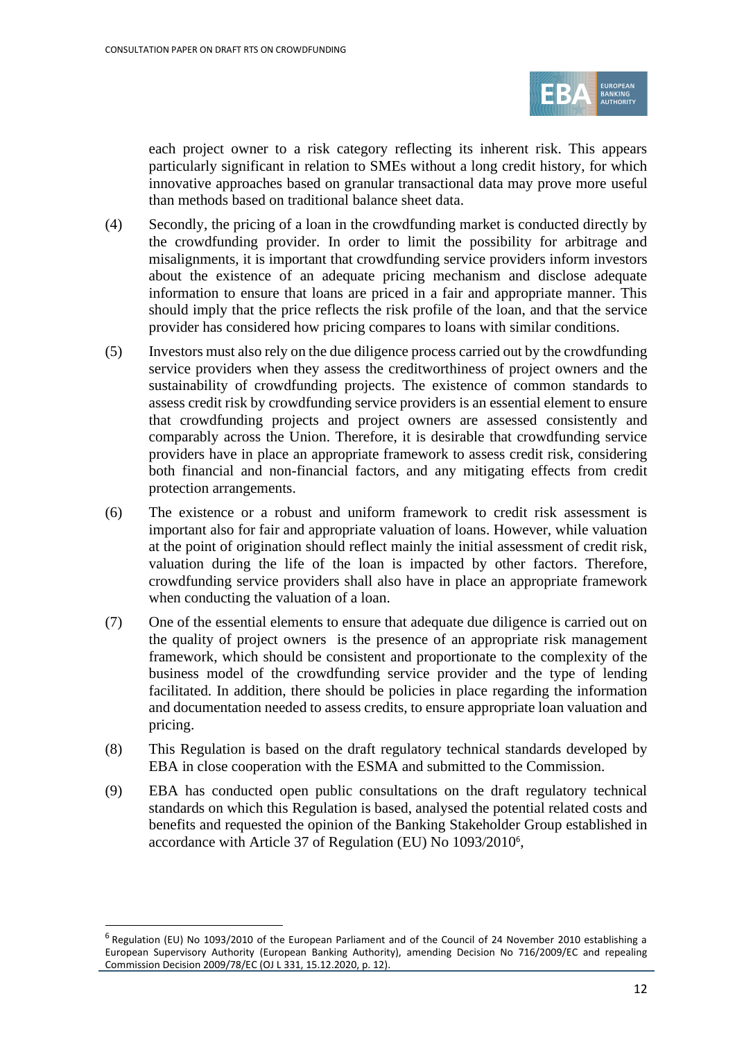each project owner to a risk category reflecting its inherent risk. This appears particularly significant in relation to SMEs without a long credit history, for which innovative approaches based on granular transactional data may prove more useful than methods based on traditional balance sheet data.

(4) Secondly, the pricing of a loan in the crowdfunding market is conducted directly by the crowdfunding provider. In order to limit the possibility for arbitrage and misalignments, it is important that crowdfunding service providers inform investors about the existence of an adequate pricing mechanism and disclose adequate information to ensure that loans are priced in a fair and appropriate manner. This should imply that the price reflects the risk profile of the loan, and that the service provider has considered how pricing compares to loans with similar conditions.

(5) Investors must also rely on the due diligence process carried out by the crowdfunding service providers when they assess the creditworthiness of project owners and the sustainability of crowdfunding projects. The existence of common standards to assess credit risk by crowdfunding service providers is an essential element to ensure that crowdfunding projects and project owners are assessed consistently and comparably across the Union. Therefore, it is desirable that crowdfunding service providers have in place an appropriate framework to assess credit risk, considering both financial and non-financial factors, and any mitigating effects from credit protection arrangements.

(6) The existence or a robust and uniform framework to credit risk assessment is important also for fair and appropriate valuation of loans. However, while valuation at the point of origination should reflect mainly the initial assessment of credit risk, valuation during the life of the loan is impacted by other factors. Therefore, crowdfunding service providers shall also have in place an appropriate framework when conducting the valuation of a loan.

(7) One of the essential elements to ensure that adequate due diligence is carried out on the quality of project owners is the presence of an appropriate risk management framework, which should be consistent and proportionate to the complexity of the business model of the crowdfunding service provider and the type of lending facilitated. In addition, there should be policies in place regarding the information and documentation needed to assess credits, to ensure appropriate loan valuation and pricing.

(8) This Regulation is based on the draft regulatory technical standards developed by EBA in close cooperation with the ESMA and submitted to the Commission.

(9) EBA has conducted open public consultations on the draft regulatory technical standards on which this Regulation is based, analysed the potential related costs and benefits and requested the opinion of the Banking Stakeholder Group established in accordance with Article 37 of Regulation (EU) No 1093/2010[6],

---

[6] Regulation (EU) No 1093/2010 of the European Parliament and of the Council of 24 November 2010 establishing a European Supervisory Authority (European Banking Authority), amending Decision No 716/2009/EC and repealing Commission Decision 2009/78/EC (OJ L 331, 15.12.2020, p. 12).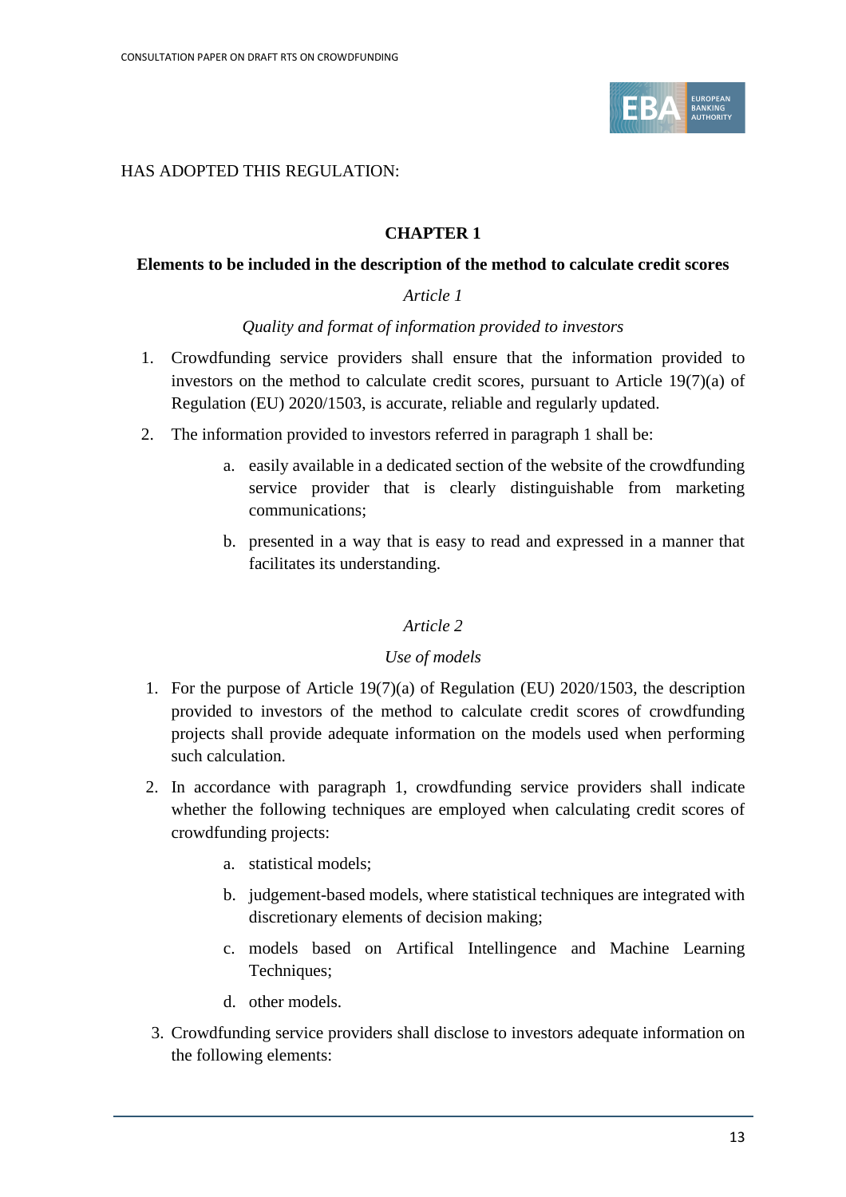HAS ADOPTED THIS REGULATION:

## CHAPTER 1

### Elements to be included in the description of the method to calculate credit scores

*Article 1*

*Quality and format of information provided to investors*

1. Crowdfunding service providers shall ensure that the information provided to investors on the method to calculate credit scores, pursuant to Article 19(7)(a) of Regulation (EU) 2020/1503, is accurate, reliable and regularly updated.

2. The information provided to investors referred in paragraph 1 shall be:

   a. easily available in a dedicated section of the website of the crowdfunding service provider that is clearly distinguishable from marketing communications;

   b. presented in a way that is easy to read and expressed in a manner that facilitates its understanding.

*Article 2*

*Use of models*

1. For the purpose of Article 19(7)(a) of Regulation (EU) 2020/1503, the description provided to investors of the method to calculate credit scores of crowdfunding projects shall provide adequate information on the models used when performing such calculation.

2. In accordance with paragraph 1, crowdfunding service providers shall indicate whether the following techniques are employed when calculating credit scores of crowdfunding projects:

   a. statistical models;

   b. judgement-based models, where statistical techniques are integrated with discretionary elements of decision making;

   c. models based on Artifical Intellingence and Machine Learning Techniques;

   d. other models.

3. Crowdfunding service providers shall disclose to investors adequate information on the following elements: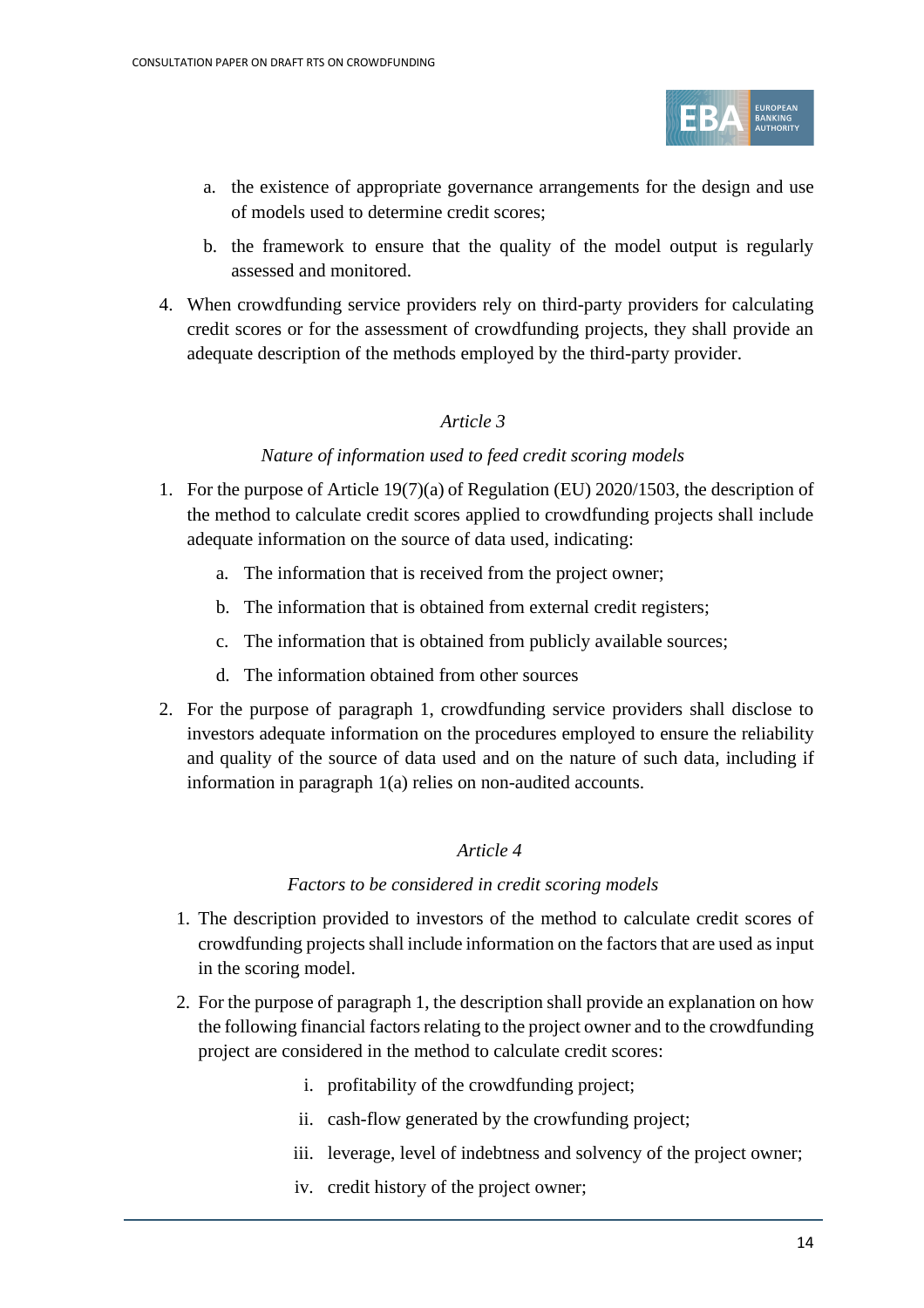a. the existence of appropriate governance arrangements for the design and use of models used to determine credit scores;

b. the framework to ensure that the quality of the model output is regularly assessed and monitored.

4. When crowdfunding service providers rely on third-party providers for calculating credit scores or for the assessment of crowdfunding projects, they shall provide an adequate description of the methods employed by the third-party provider.

*Article 3*

*Nature of information used to feed credit scoring models*

1. For the purpose of Article 19(7)(a) of Regulation (EU) 2020/1503, the description of the method to calculate credit scores applied to crowdfunding projects shall include adequate information on the source of data used, indicating:

   a. The information that is received from the project owner;

   b. The information that is obtained from external credit registers;

   c. The information that is obtained from publicly available sources;

   d. The information obtained from other sources

2. For the purpose of paragraph 1, crowdfunding service providers shall disclose to investors adequate information on the procedures employed to ensure the reliability and quality of the source of data used and on the nature of such data, including if information in paragraph 1(a) relies on non-audited accounts.

*Article 4*

*Factors to be considered in credit scoring models*

1. The description provided to investors of the method to calculate credit scores of crowdfunding projects shall include information on the factors that are used as input in the scoring model.

2. For the purpose of paragraph 1, the description shall provide an explanation on how the following financial factors relating to the project owner and to the crowdfunding project are considered in the method to calculate credit scores:

   i. profitability of the crowdfunding project;

   ii. cash-flow generated by the crowfunding project;

   iii. leverage, level of indebtness and solvency of the project owner;

   iv. credit history of the project owner;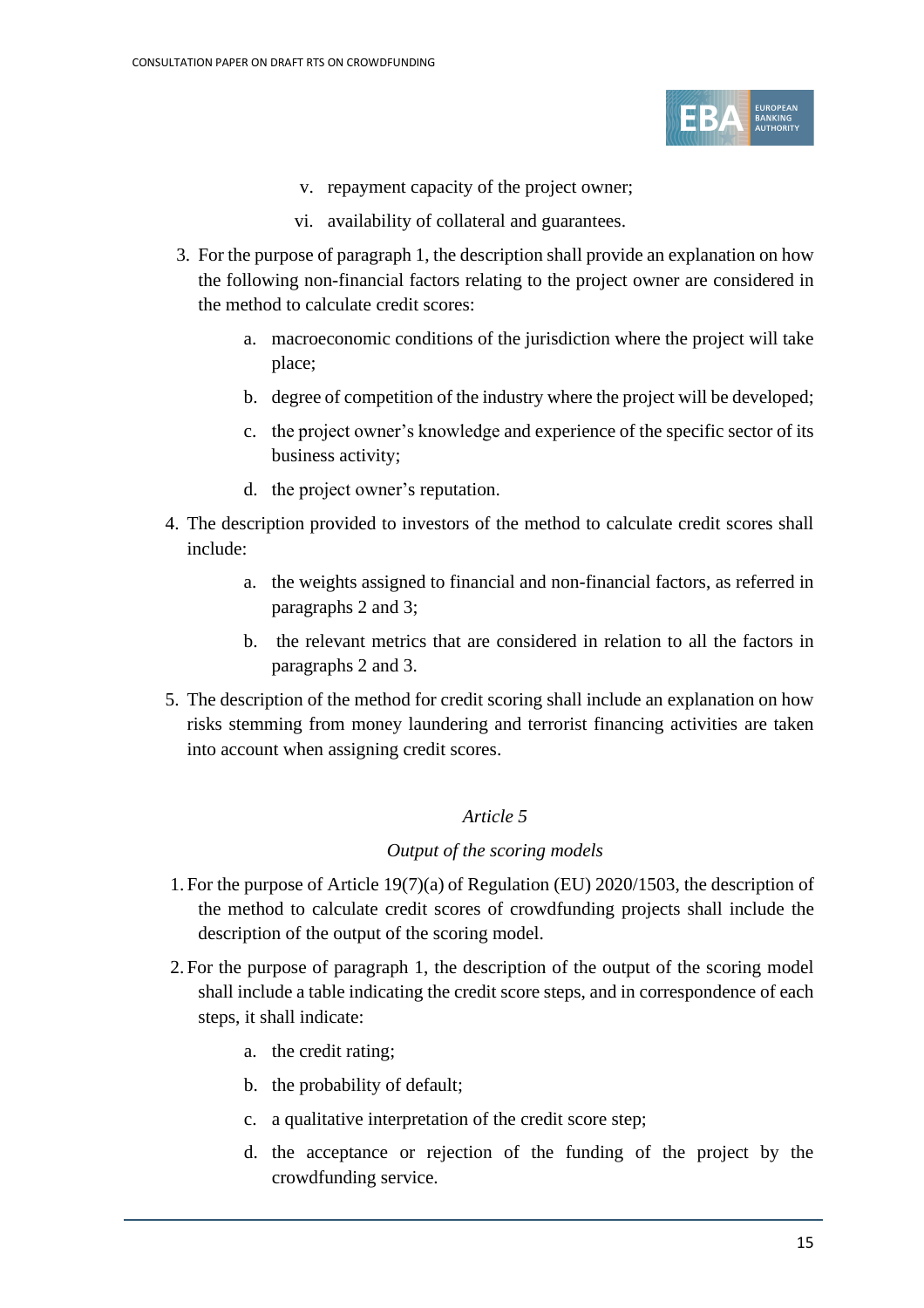v. repayment capacity of the project owner;

   vi. availability of collateral and guarantees.

3. For the purpose of paragraph 1, the description shall provide an explanation on how the following non-financial factors relating to the project owner are considered in the method to calculate credit scores:

   a. macroeconomic conditions of the jurisdiction where the project will take place;

   b. degree of competition of the industry where the project will be developed;

   c. the project owner's knowledge and experience of the specific sector of its business activity;

   d. the project owner's reputation.

4. The description provided to investors of the method to calculate credit scores shall include:

   a. the weights assigned to financial and non-financial factors, as referred in paragraphs 2 and 3;

   b. the relevant metrics that are considered in relation to all the factors in paragraphs 2 and 3.

5. The description of the method for credit scoring shall include an explanation on how risks stemming from money laundering and terrorist financing activities are taken into account when assigning credit scores.

*Article 5*

*Output of the scoring models*

1. For the purpose of Article 19(7)(a) of Regulation (EU) 2020/1503, the description of the method to calculate credit scores of crowdfunding projects shall include the description of the output of the scoring model.

2. For the purpose of paragraph 1, the description of the output of the scoring model shall include a table indicating the credit score steps, and in correspondence of each steps, it shall indicate:

   a. the credit rating;

   b. the probability of default;

   c. a qualitative interpretation of the credit score step;

   d. the acceptance or rejection of the funding of the project by the crowdfunding service.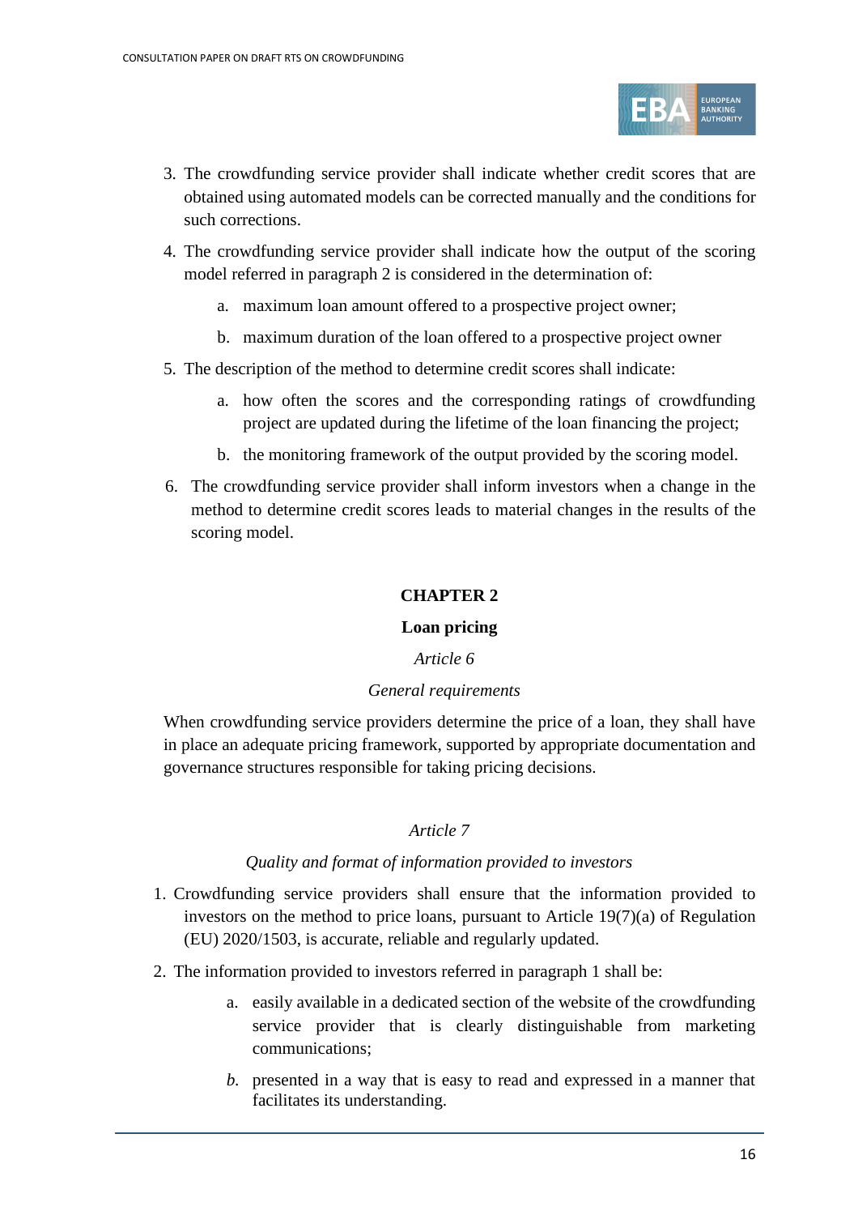3. The crowdfunding service provider shall indicate whether credit scores that are obtained using automated models can be corrected manually and the conditions for such corrections.

4. The crowdfunding service provider shall indicate how the output of the scoring model referred in paragraph 2 is considered in the determination of:

    a. maximum loan amount offered to a prospective project owner;

    b. maximum duration of the loan offered to a prospective project owner

5. The description of the method to determine credit scores shall indicate:

    a. how often the scores and the corresponding ratings of crowdfunding project are updated during the lifetime of the loan financing the project;

    b. the monitoring framework of the output provided by the scoring model.

6. The crowdfunding service provider shall inform investors when a change in the method to determine credit scores leads to material changes in the results of the scoring model.

## CHAPTER 2

## Loan pricing

*Article 6*

*General requirements*

When crowdfunding service providers determine the price of a loan, they shall have in place an adequate pricing framework, supported by appropriate documentation and governance structures responsible for taking pricing decisions.

*Article 7*

*Quality and format of information provided to investors*

1. Crowdfunding service providers shall ensure that the information provided to investors on the method to price loans, pursuant to Article 19(7)(a) of Regulation (EU) 2020/1503, is accurate, reliable and regularly updated.

2. The information provided to investors referred in paragraph 1 shall be:

    a. easily available in a dedicated section of the website of the crowdfunding service provider that is clearly distinguishable from marketing communications;

    *b.* presented in a way that is easy to read and expressed in a manner that facilitates its understanding.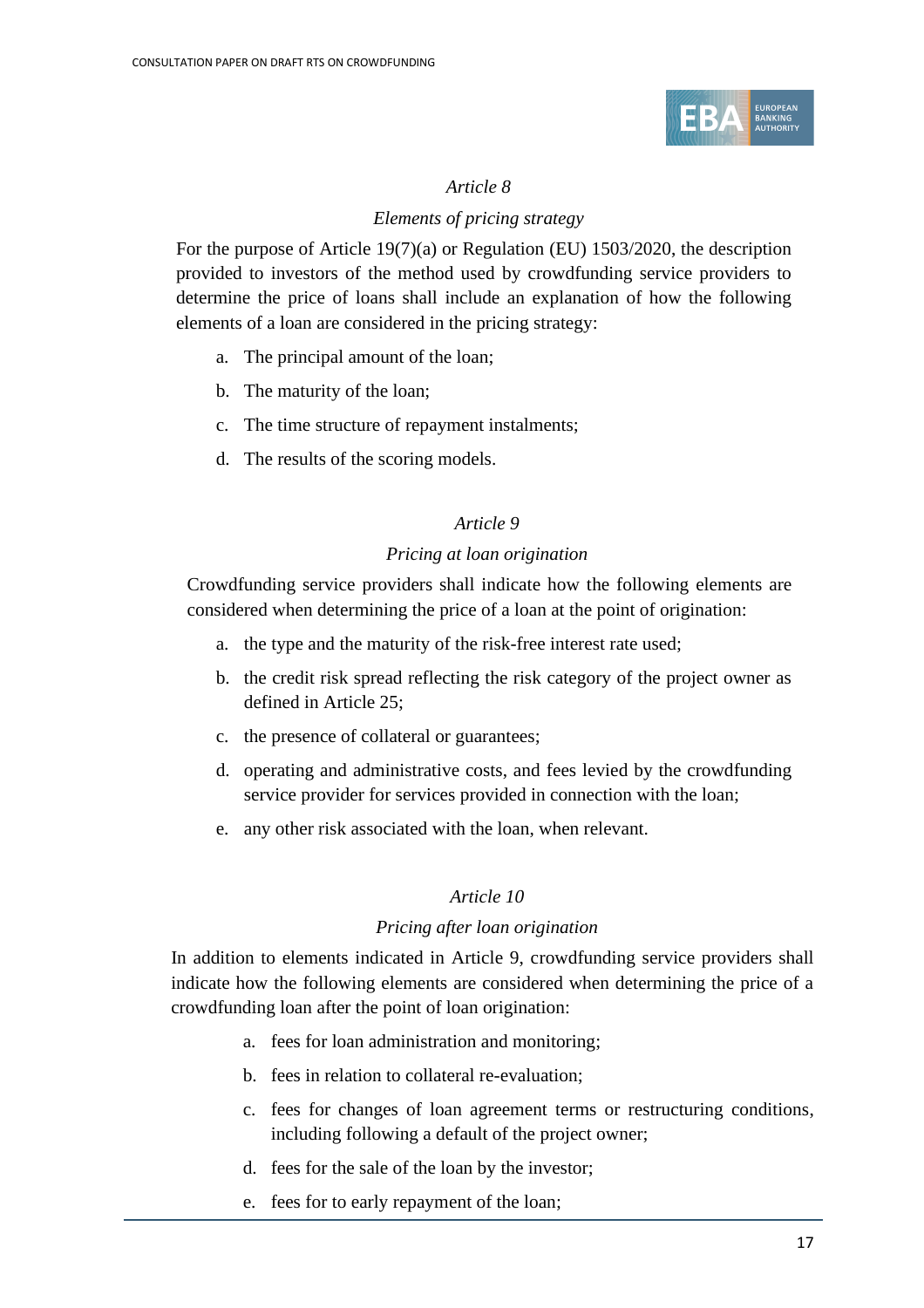*Article 8*

*Elements of pricing strategy*

For the purpose of Article 19(7)(a) or Regulation (EU) 1503/2020, the description provided to investors of the method used by crowdfunding service providers to determine the price of loans shall include an explanation of how the following elements of a loan are considered in the pricing strategy:

a. The principal amount of the loan;

b. The maturity of the loan;

c. The time structure of repayment instalments;

d. The results of the scoring models.

*Article 9*

*Pricing at loan origination*

Crowdfunding service providers shall indicate how the following elements are considered when determining the price of a loan at the point of origination:

a. the type and the maturity of the risk-free interest rate used;

b. the credit risk spread reflecting the risk category of the project owner as defined in Article 25;

c. the presence of collateral or guarantees;

d. operating and administrative costs, and fees levied by the crowdfunding service provider for services provided in connection with the loan;

e. any other risk associated with the loan, when relevant.

*Article 10*

*Pricing after loan origination*

In addition to elements indicated in Article 9, crowdfunding service providers shall indicate how the following elements are considered when determining the price of a crowdfunding loan after the point of loan origination:

a. fees for loan administration and monitoring;

b. fees in relation to collateral re-evaluation;

c. fees for changes of loan agreement terms or restructuring conditions, including following a default of the project owner;

d. fees for the sale of the loan by the investor;

e. fees for to early repayment of the loan;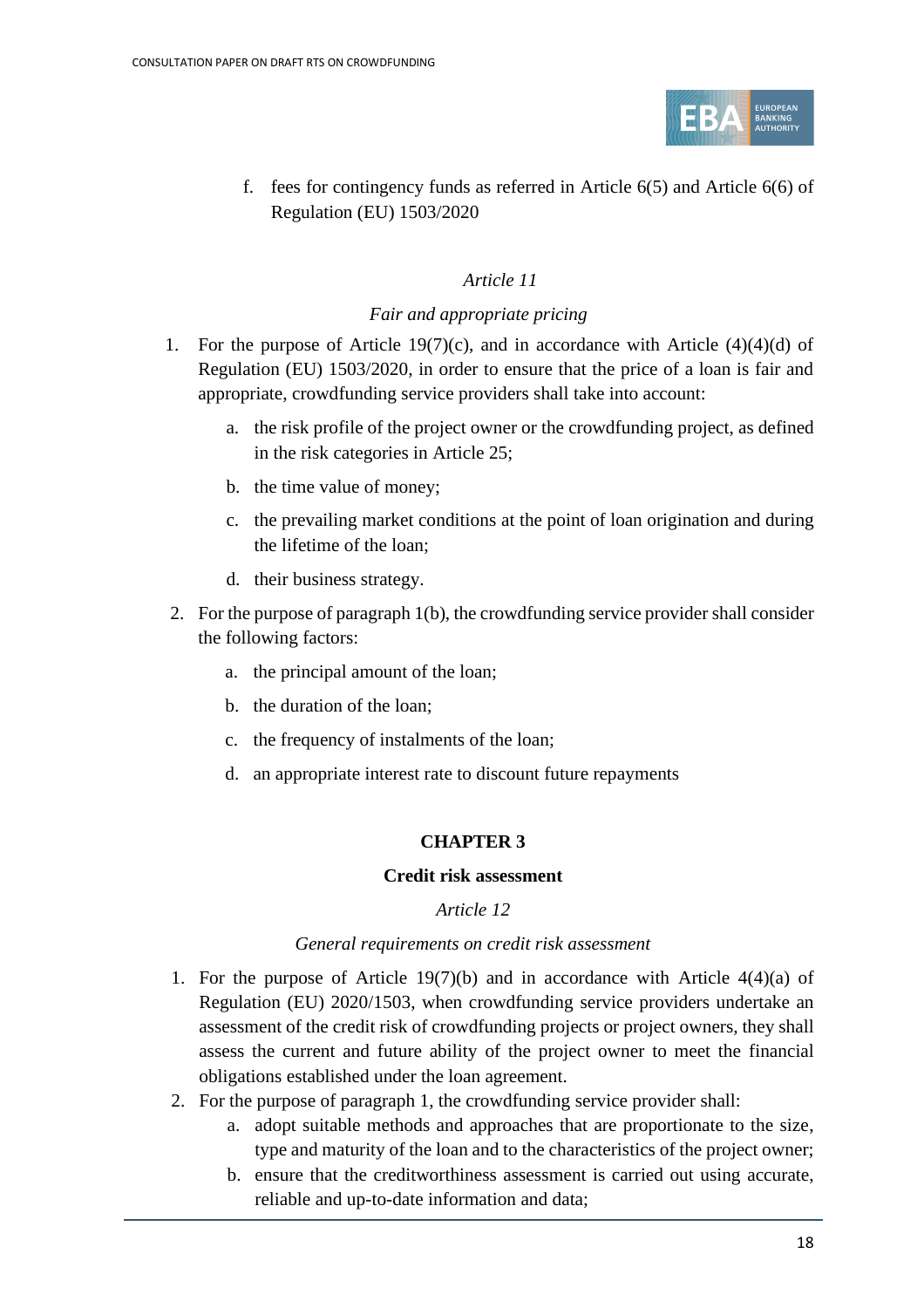f. fees for contingency funds as referred in Article 6(5) and Article 6(6) of Regulation (EU) 1503/2020

*Article 11*

*Fair and appropriate pricing*

1. For the purpose of Article 19(7)(c), and in accordance with Article (4)(4)(d) of Regulation (EU) 1503/2020, in order to ensure that the price of a loan is fair and appropriate, crowdfunding service providers shall take into account:

   a. the risk profile of the project owner or the crowdfunding project, as defined in the risk categories in Article 25;

   b. the time value of money;

   c. the prevailing market conditions at the point of loan origination and during the lifetime of the loan;

   d. their business strategy.

2. For the purpose of paragraph 1(b), the crowdfunding service provider shall consider the following factors:

   a. the principal amount of the loan;

   b. the duration of the loan;

   c. the frequency of instalments of the loan;

   d. an appropriate interest rate to discount future repayments

**CHAPTER 3**

**Credit risk assessment**

*Article 12*

*General requirements on credit risk assessment*

1. For the purpose of Article 19(7)(b) and in accordance with Article 4(4)(a) of Regulation (EU) 2020/1503, when crowdfunding service providers undertake an assessment of the credit risk of crowdfunding projects or project owners, they shall assess the current and future ability of the project owner to meet the financial obligations established under the loan agreement.
2. For the purpose of paragraph 1, the crowdfunding service provider shall:
   a. adopt suitable methods and approaches that are proportionate to the size, type and maturity of the loan and to the characteristics of the project owner;
   b. ensure that the creditworthiness assessment is carried out using accurate, reliable and up-to-date information and data;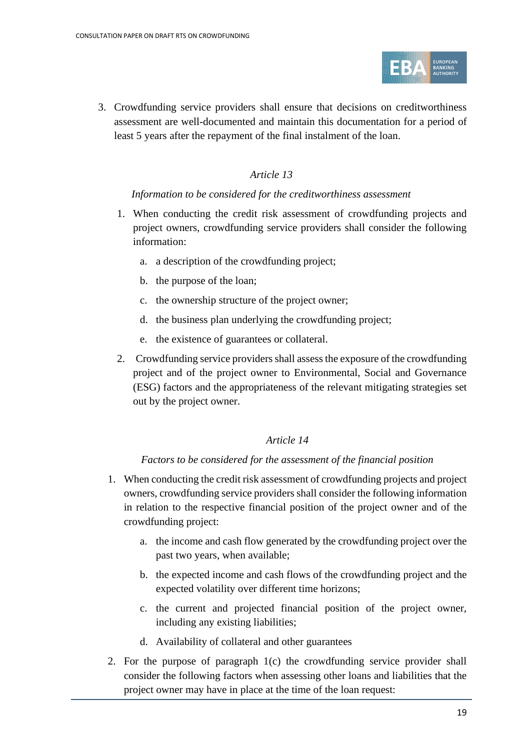3. Crowdfunding service providers shall ensure that decisions on creditworthiness assessment are well-documented and maintain this documentation for a period of least 5 years after the repayment of the final instalment of the loan.

*Article 13*

*Information to be considered for the creditworthiness assessment*

1. When conducting the credit risk assessment of crowdfunding projects and project owners, crowdfunding service providers shall consider the following information:

   a. a description of the crowdfunding project;

   b. the purpose of the loan;

   c. the ownership structure of the project owner;

   d. the business plan underlying the crowdfunding project;

   e. the existence of guarantees or collateral.

2. Crowdfunding service providers shall assess the exposure of the crowdfunding project and of the project owner to Environmental, Social and Governance (ESG) factors and the appropriateness of the relevant mitigating strategies set out by the project owner.

*Article 14*

*Factors to be considered for the assessment of the financial position*

1. When conducting the credit risk assessment of crowdfunding projects and project owners, crowdfunding service providers shall consider the following information in relation to the respective financial position of the project owner and of the crowdfunding project:

   a. the income and cash flow generated by the crowdfunding project over the past two years, when available;

   b. the expected income and cash flows of the crowdfunding project and the expected volatility over different time horizons;

   c. the current and projected financial position of the project owner, including any existing liabilities;

   d. Availability of collateral and other guarantees

2. For the purpose of paragraph 1(c) the crowdfunding service provider shall consider the following factors when assessing other loans and liabilities that the project owner may have in place at the time of the loan request: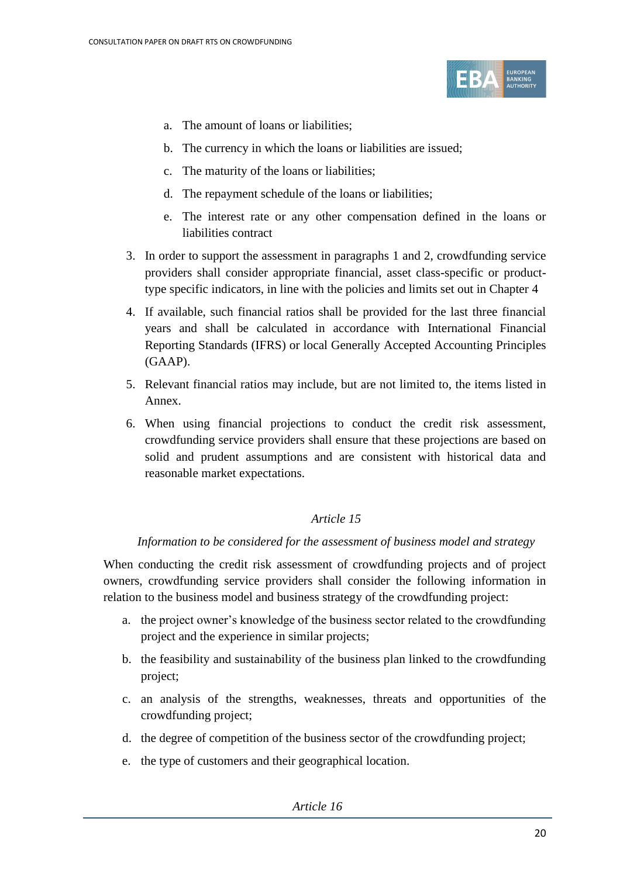a. The amount of loans or liabilities;

b. The currency in which the loans or liabilities are issued;

c. The maturity of the loans or liabilities;

d. The repayment schedule of the loans or liabilities;

e. The interest rate or any other compensation defined in the loans or liabilities contract

3. In order to support the assessment in paragraphs 1 and 2, crowdfunding service providers shall consider appropriate financial, asset class-specific or product-type specific indicators, in line with the policies and limits set out in Chapter 4

4. If available, such financial ratios shall be provided for the last three financial years and shall be calculated in accordance with International Financial Reporting Standards (IFRS) or local Generally Accepted Accounting Principles (GAAP).

5. Relevant financial ratios may include, but are not limited to, the items listed in Annex.

6. When using financial projections to conduct the credit risk assessment, crowdfunding service providers shall ensure that these projections are based on solid and prudent assumptions and are consistent with historical data and reasonable market expectations.

*Article 15*

*Information to be considered for the assessment of business model and strategy*

When conducting the credit risk assessment of crowdfunding projects and of project owners, crowdfunding service providers shall consider the following information in relation to the business model and business strategy of the crowdfunding project:

a. the project owner's knowledge of the business sector related to the crowdfunding project and the experience in similar projects;

b. the feasibility and sustainability of the business plan linked to the crowdfunding project;

c. an analysis of the strengths, weaknesses, threats and opportunities of the crowdfunding project;

d. the degree of competition of the business sector of the crowdfunding project;

e. the type of customers and their geographical location.

*Article 16*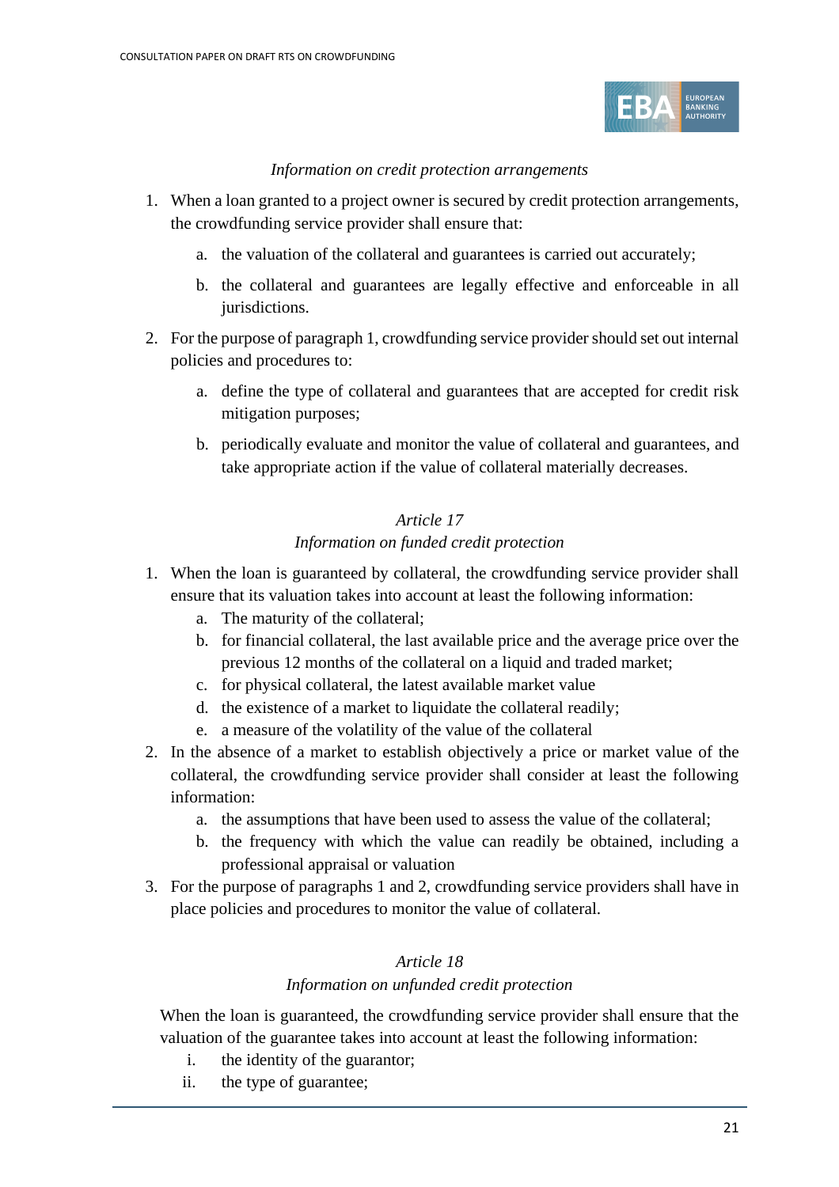*Information on credit protection arrangements*

1. When a loan granted to a project owner is secured by credit protection arrangements, the crowdfunding service provider shall ensure that:

    a. the valuation of the collateral and guarantees is carried out accurately;

    b. the collateral and guarantees are legally effective and enforceable in all jurisdictions.

2. For the purpose of paragraph 1, crowdfunding service provider should set out internal policies and procedures to:

    a. define the type of collateral and guarantees that are accepted for credit risk mitigation purposes;

    b. periodically evaluate and monitor the value of collateral and guarantees, and take appropriate action if the value of collateral materially decreases.

*Article 17*

*Information on funded credit protection*

1. When the loan is guaranteed by collateral, the crowdfunding service provider shall ensure that its valuation takes into account at least the following information:
    a. The maturity of the collateral;
    b. for financial collateral, the last available price and the average price over the previous 12 months of the collateral on a liquid and traded market;
    c. for physical collateral, the latest available market value
    d. the existence of a market to liquidate the collateral readily;
    e. a measure of the volatility of the value of the collateral
2. In the absence of a market to establish objectively a price or market value of the collateral, the crowdfunding service provider shall consider at least the following information:
    a. the assumptions that have been used to assess the value of the collateral;
    b. the frequency with which the value can readily be obtained, including a professional appraisal or valuation
3. For the purpose of paragraphs 1 and 2, crowdfunding service providers shall have in place policies and procedures to monitor the value of collateral.

*Article 18*

*Information on unfunded credit protection*

When the loan is guaranteed, the crowdfunding service provider shall ensure that the valuation of the guarantee takes into account at least the following information:

i. the identity of the guarantor;
ii. the type of guarantee;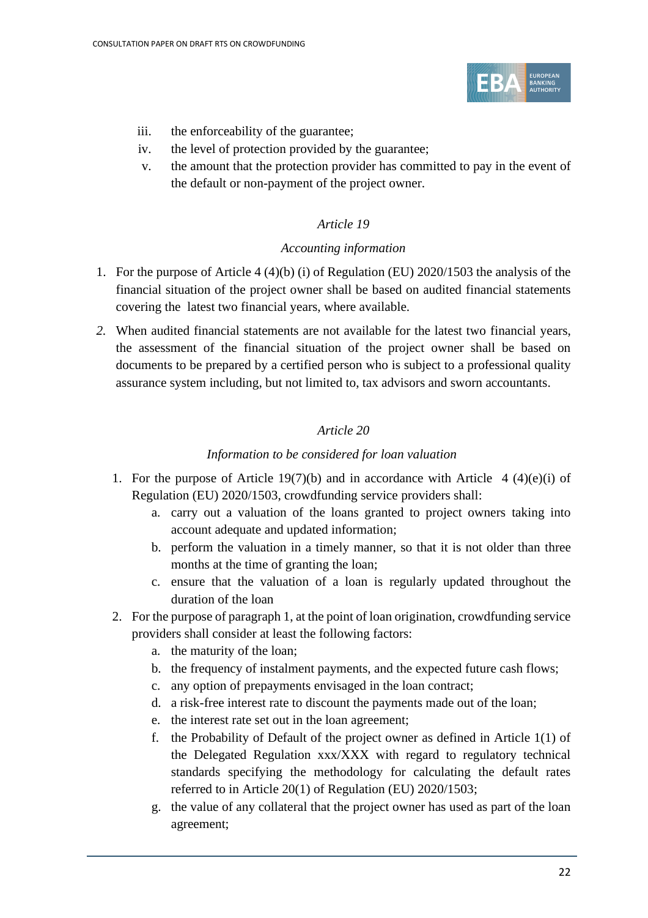iii. the enforceability of the guarantee;
iv. the level of protection provided by the guarantee;
v. the amount that the protection provider has committed to pay in the event of the default or non-payment of the project owner.

*Article 19*

*Accounting information*

1. For the purpose of Article 4 (4)(b) (i) of Regulation (EU) 2020/1503 the analysis of the financial situation of the project owner shall be based on audited financial statements covering the latest two financial years, where available.
2. When audited financial statements are not available for the latest two financial years, the assessment of the financial situation of the project owner shall be based on documents to be prepared by a certified person who is subject to a professional quality assurance system including, but not limited to, tax advisors and sworn accountants.

*Article 20*

*Information to be considered for loan valuation*

1. For the purpose of Article 19(7)(b) and in accordance with Article 4 (4)(e)(i) of Regulation (EU) 2020/1503, crowdfunding service providers shall:
   a. carry out a valuation of the loans granted to project owners taking into account adequate and updated information;
   b. perform the valuation in a timely manner, so that it is not older than three months at the time of granting the loan;
   c. ensure that the valuation of a loan is regularly updated throughout the duration of the loan
2. For the purpose of paragraph 1, at the point of loan origination, crowdfunding service providers shall consider at least the following factors:
   a. the maturity of the loan;
   b. the frequency of instalment payments, and the expected future cash flows;
   c. any option of prepayments envisaged in the loan contract;
   d. a risk-free interest rate to discount the payments made out of the loan;
   e. the interest rate set out in the loan agreement;
   f. the Probability of Default of the project owner as defined in Article 1(1) of the Delegated Regulation xxx/XXX with regard to regulatory technical standards specifying the methodology for calculating the default rates referred to in Article 20(1) of Regulation (EU) 2020/1503;
   g. the value of any collateral that the project owner has used as part of the loan agreement;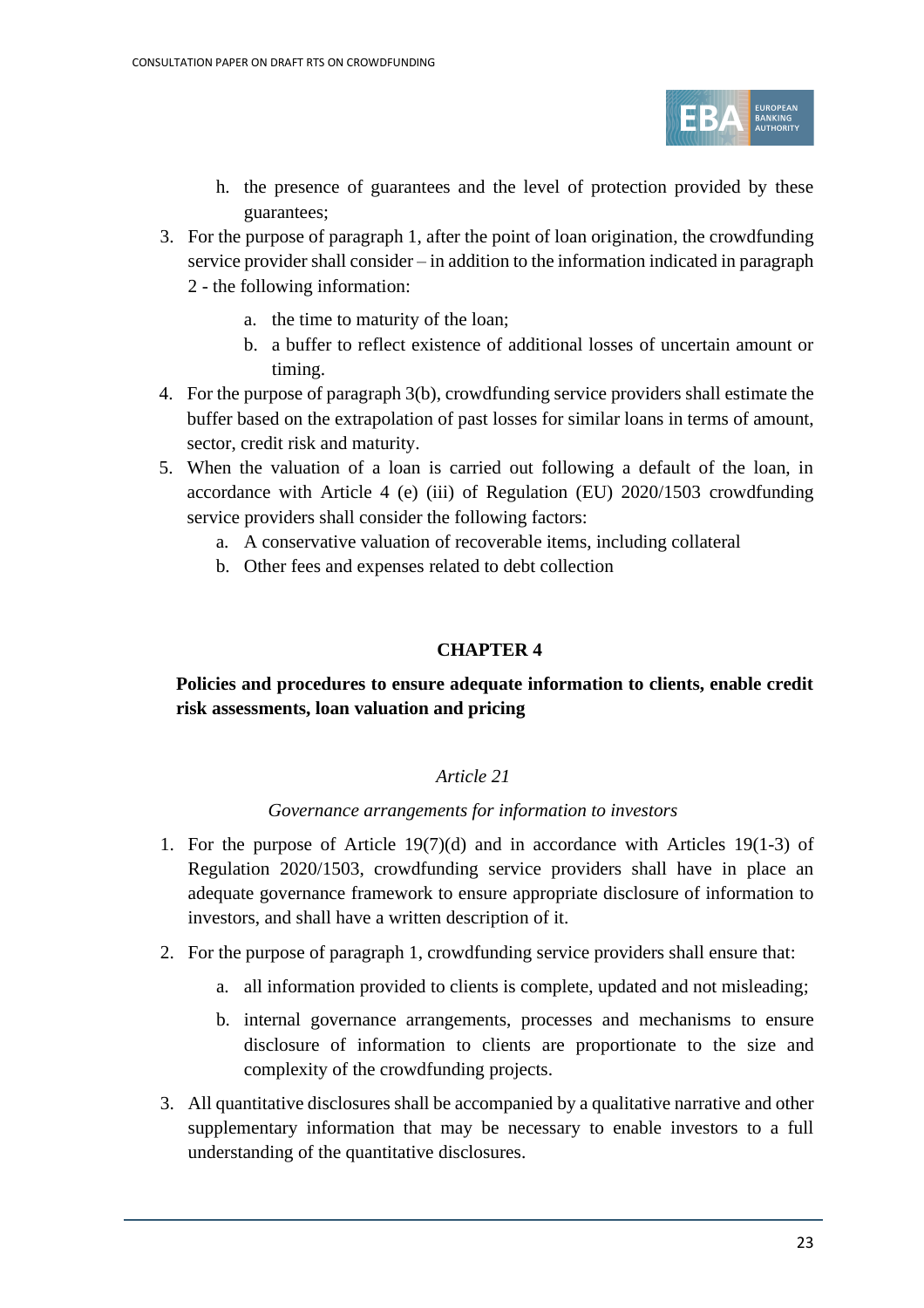h. the presence of guarantees and the level of protection provided by these guarantees;

3. For the purpose of paragraph 1, after the point of loan origination, the crowdfunding service provider shall consider – in addition to the information indicated in paragraph 2 - the following information:
   a. the time to maturity of the loan;
   b. a buffer to reflect existence of additional losses of uncertain amount or timing.
4. For the purpose of paragraph 3(b), crowdfunding service providers shall estimate the buffer based on the extrapolation of past losses for similar loans in terms of amount, sector, credit risk and maturity.
5. When the valuation of a loan is carried out following a default of the loan, in accordance with Article 4 (e) (iii) of Regulation (EU) 2020/1503 crowdfunding service providers shall consider the following factors:
   a. A conservative valuation of recoverable items, including collateral
   b. Other fees and expenses related to debt collection

## CHAPTER 4

### Policies and procedures to ensure adequate information to clients, enable credit risk assessments, loan valuation and pricing

*Article 21*

*Governance arrangements for information to investors*

1. For the purpose of Article 19(7)(d) and in accordance with Articles 19(1-3) of Regulation 2020/1503, crowdfunding service providers shall have in place an adequate governance framework to ensure appropriate disclosure of information to investors, and shall have a written description of it.
2. For the purpose of paragraph 1, crowdfunding service providers shall ensure that:
   a. all information provided to clients is complete, updated and not misleading;
   b. internal governance arrangements, processes and mechanisms to ensure disclosure of information to clients are proportionate to the size and complexity of the crowdfunding projects.
3. All quantitative disclosures shall be accompanied by a qualitative narrative and other supplementary information that may be necessary to enable investors to a full understanding of the quantitative disclosures.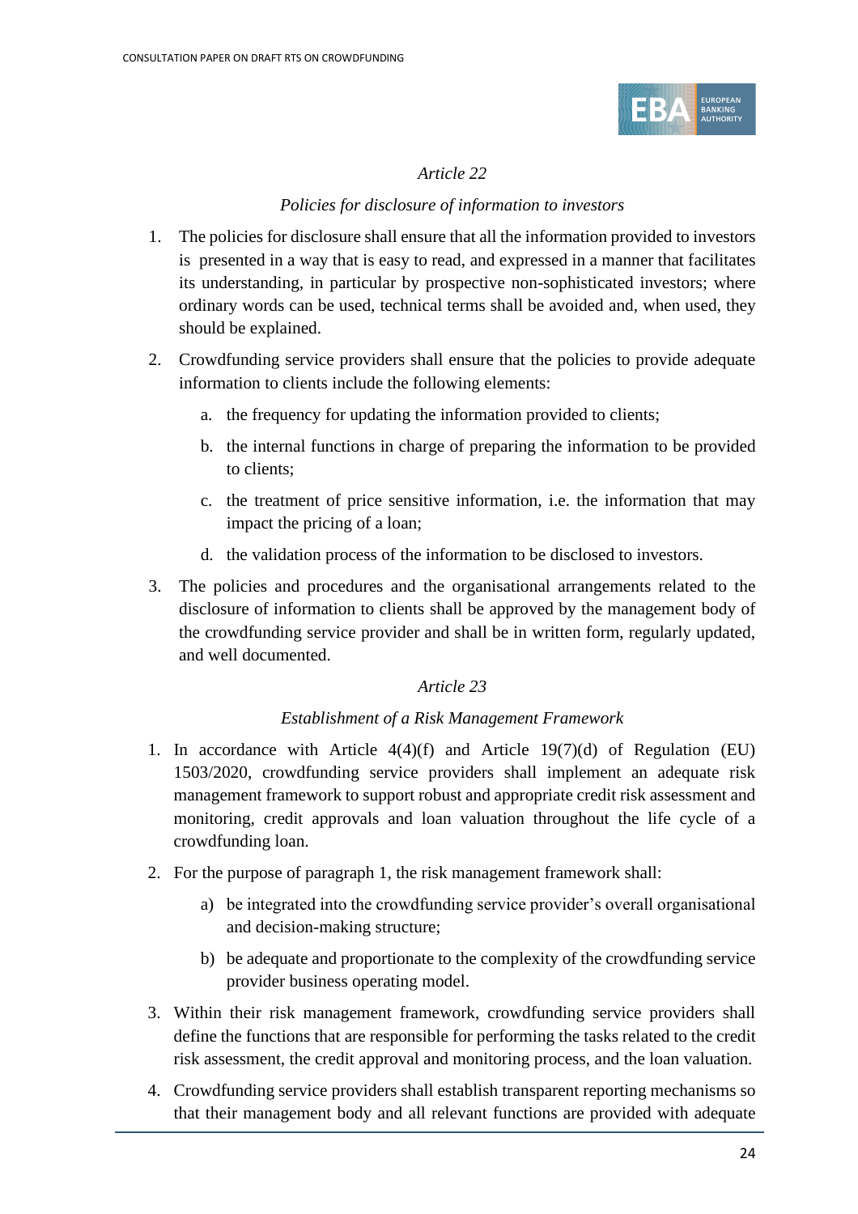*Article 22*

*Policies for disclosure of information to investors*

1. The policies for disclosure shall ensure that all the information provided to investors is presented in a way that is easy to read, and expressed in a manner that facilitates its understanding, in particular by prospective non-sophisticated investors; where ordinary words can be used, technical terms shall be avoided and, when used, they should be explained.
2. Crowdfunding service providers shall ensure that the policies to provide adequate information to clients include the following elements:
   a. the frequency for updating the information provided to clients;
   b. the internal functions in charge of preparing the information to be provided to clients;
   c. the treatment of price sensitive information, i.e. the information that may impact the pricing of a loan;
   d. the validation process of the information to be disclosed to investors.
3. The policies and procedures and the organisational arrangements related to the disclosure of information to clients shall be approved by the management body of the crowdfunding service provider and shall be in written form, regularly updated, and well documented.

*Article 23*

*Establishment of a Risk Management Framework*

1. In accordance with Article 4(4)(f) and Article 19(7)(d) of Regulation (EU) 1503/2020, crowdfunding service providers shall implement an adequate risk management framework to support robust and appropriate credit risk assessment and monitoring, credit approvals and loan valuation throughout the life cycle of a crowdfunding loan.
2. For the purpose of paragraph 1, the risk management framework shall:
   a) be integrated into the crowdfunding service provider's overall organisational and decision-making structure;
   b) be adequate and proportionate to the complexity of the crowdfunding service provider business operating model.
3. Within their risk management framework, crowdfunding service providers shall define the functions that are responsible for performing the tasks related to the credit risk assessment, the credit approval and monitoring process, and the loan valuation.
4. Crowdfunding service providers shall establish transparent reporting mechanisms so that their management body and all relevant functions are provided with adequate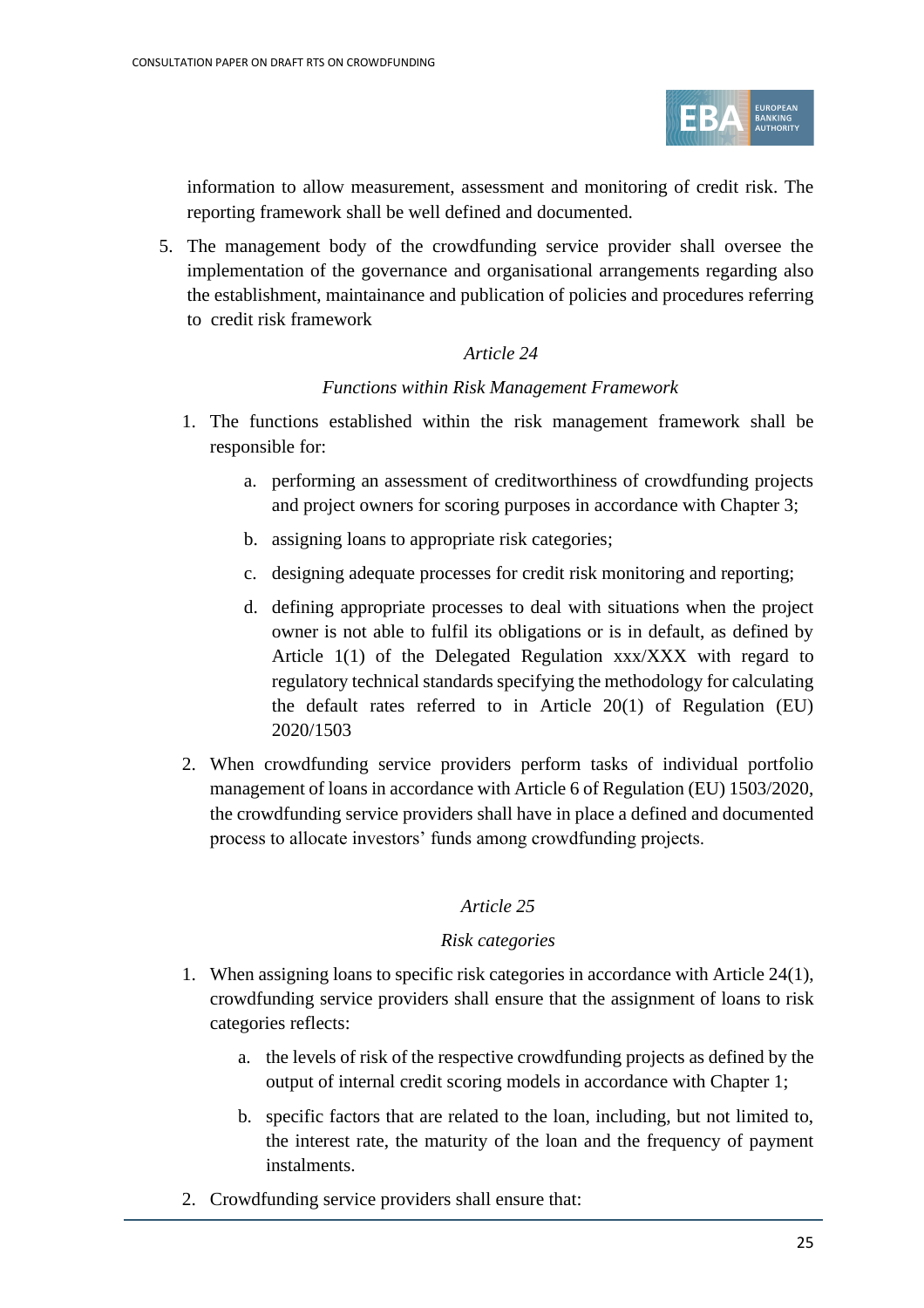information to allow measurement, assessment and monitoring of credit risk. The reporting framework shall be well defined and documented.

5. The management body of the crowdfunding service provider shall oversee the implementation of the governance and organisational arrangements regarding also the establishment, maintainance and publication of policies and procedures referring to credit risk framework

*Article 24*

*Functions within Risk Management Framework*

1. The functions established within the risk management framework shall be responsible for:

   a. performing an assessment of creditworthiness of crowdfunding projects and project owners for scoring purposes in accordance with Chapter 3;

   b. assigning loans to appropriate risk categories;

   c. designing adequate processes for credit risk monitoring and reporting;

   d. defining appropriate processes to deal with situations when the project owner is not able to fulfil its obligations or is in default, as defined by Article 1(1) of the Delegated Regulation xxx/XXX with regard to regulatory technical standards specifying the methodology for calculating the default rates referred to in Article 20(1) of Regulation (EU) 2020/1503

2. When crowdfunding service providers perform tasks of individual portfolio management of loans in accordance with Article 6 of Regulation (EU) 1503/2020, the crowdfunding service providers shall have in place a defined and documented process to allocate investors' funds among crowdfunding projects.

*Article 25*

*Risk categories*

1. When assigning loans to specific risk categories in accordance with Article 24(1), crowdfunding service providers shall ensure that the assignment of loans to risk categories reflects:

   a. the levels of risk of the respective crowdfunding projects as defined by the output of internal credit scoring models in accordance with Chapter 1;

   b. specific factors that are related to the loan, including, but not limited to, the interest rate, the maturity of the loan and the frequency of payment instalments.

2. Crowdfunding service providers shall ensure that: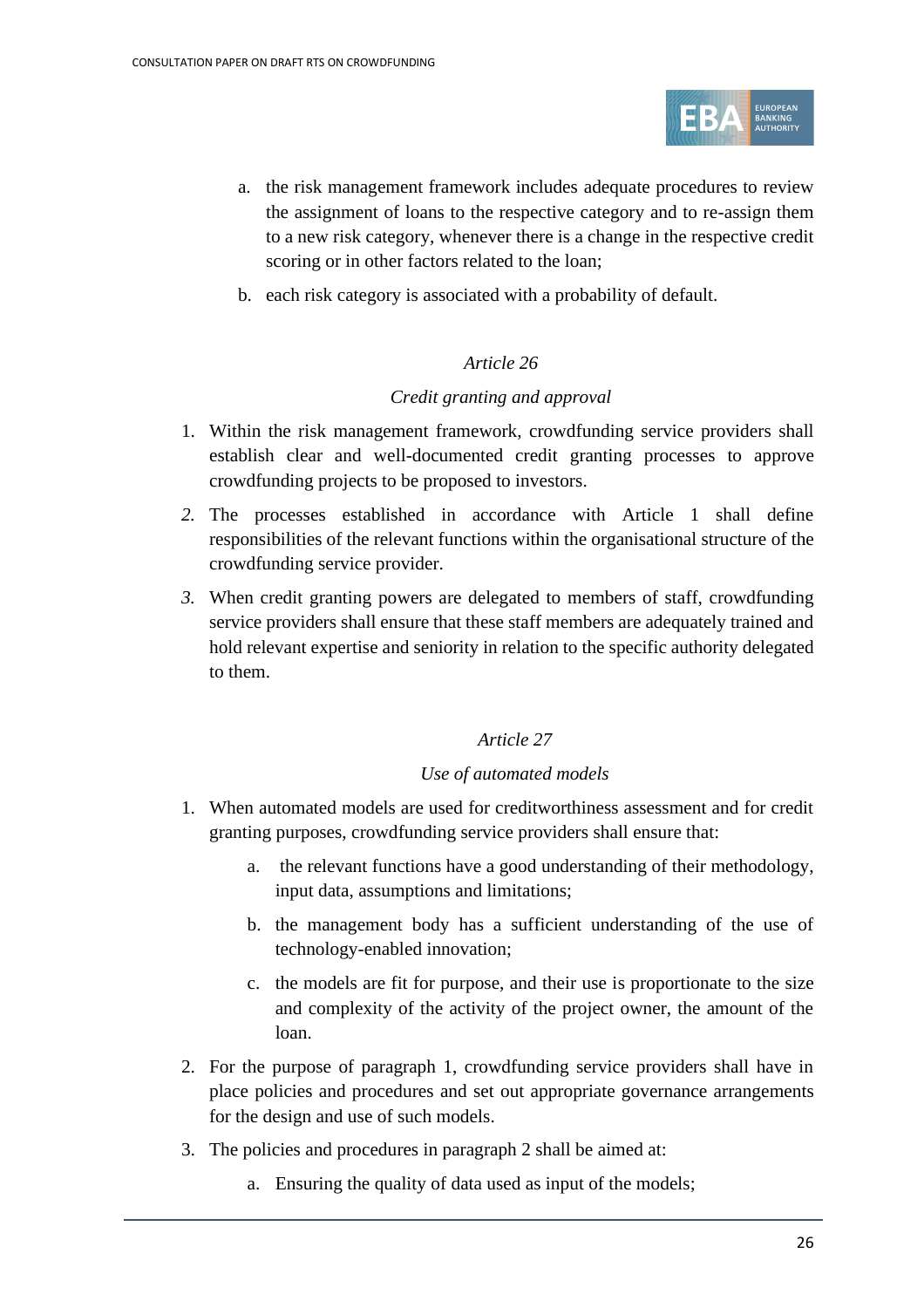a. the risk management framework includes adequate procedures to review the assignment of loans to the respective category and to re-assign them to a new risk category, whenever there is a change in the respective credit scoring or in other factors related to the loan;

b. each risk category is associated with a probability of default.

*Article 26*

*Credit granting and approval*

1. Within the risk management framework, crowdfunding service providers shall establish clear and well-documented credit granting processes to approve crowdfunding projects to be proposed to investors.
2. The processes established in accordance with Article 1 shall define responsibilities of the relevant functions within the organisational structure of the crowdfunding service provider.
3. When credit granting powers are delegated to members of staff, crowdfunding service providers shall ensure that these staff members are adequately trained and hold relevant expertise and seniority in relation to the specific authority delegated to them.

*Article 27*

*Use of automated models*

1. When automated models are used for creditworthiness assessment and for credit granting purposes, crowdfunding service providers shall ensure that:
   a. the relevant functions have a good understanding of their methodology, input data, assumptions and limitations;
   b. the management body has a sufficient understanding of the use of technology-enabled innovation;
   c. the models are fit for purpose, and their use is proportionate to the size and complexity of the activity of the project owner, the amount of the loan.
2. For the purpose of paragraph 1, crowdfunding service providers shall have in place policies and procedures and set out appropriate governance arrangements for the design and use of such models.
3. The policies and procedures in paragraph 2 shall be aimed at:
   a. Ensuring the quality of data used as input of the models;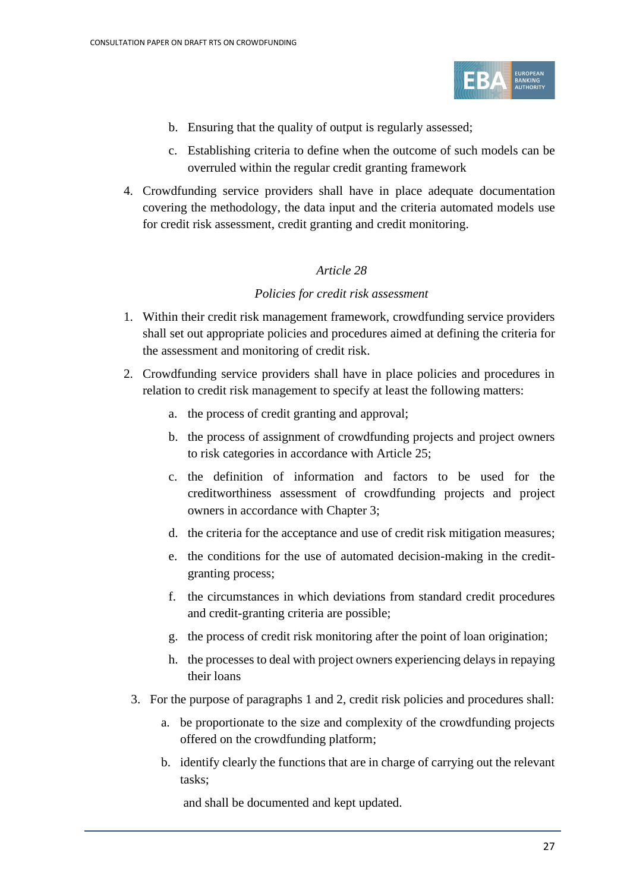b. Ensuring that the quality of output is regularly assessed;

c. Establishing criteria to define when the outcome of such models can be overruled within the regular credit granting framework

4. Crowdfunding service providers shall have in place adequate documentation covering the methodology, the data input and the criteria automated models use for credit risk assessment, credit granting and credit monitoring.

*Article 28*

*Policies for credit risk assessment*

1. Within their credit risk management framework, crowdfunding service providers shall set out appropriate policies and procedures aimed at defining the criteria for the assessment and monitoring of credit risk.
2. Crowdfunding service providers shall have in place policies and procedures in relation to credit risk management to specify at least the following matters:
   a. the process of credit granting and approval;
   b. the process of assignment of crowdfunding projects and project owners to risk categories in accordance with Article 25;
   c. the definition of information and factors to be used for the creditworthiness assessment of crowdfunding projects and project owners in accordance with Chapter 3;
   d. the criteria for the acceptance and use of credit risk mitigation measures;
   e. the conditions for the use of automated decision-making in the credit-granting process;
   f. the circumstances in which deviations from standard credit procedures and credit-granting criteria are possible;
   g. the process of credit risk monitoring after the point of loan origination;
   h. the processes to deal with project owners experiencing delays in repaying their loans
3. For the purpose of paragraphs 1 and 2, credit risk policies and procedures shall:
   a. be proportionate to the size and complexity of the crowdfunding projects offered on the crowdfunding platform;
   b. identify clearly the functions that are in charge of carrying out the relevant tasks;

   and shall be documented and kept updated.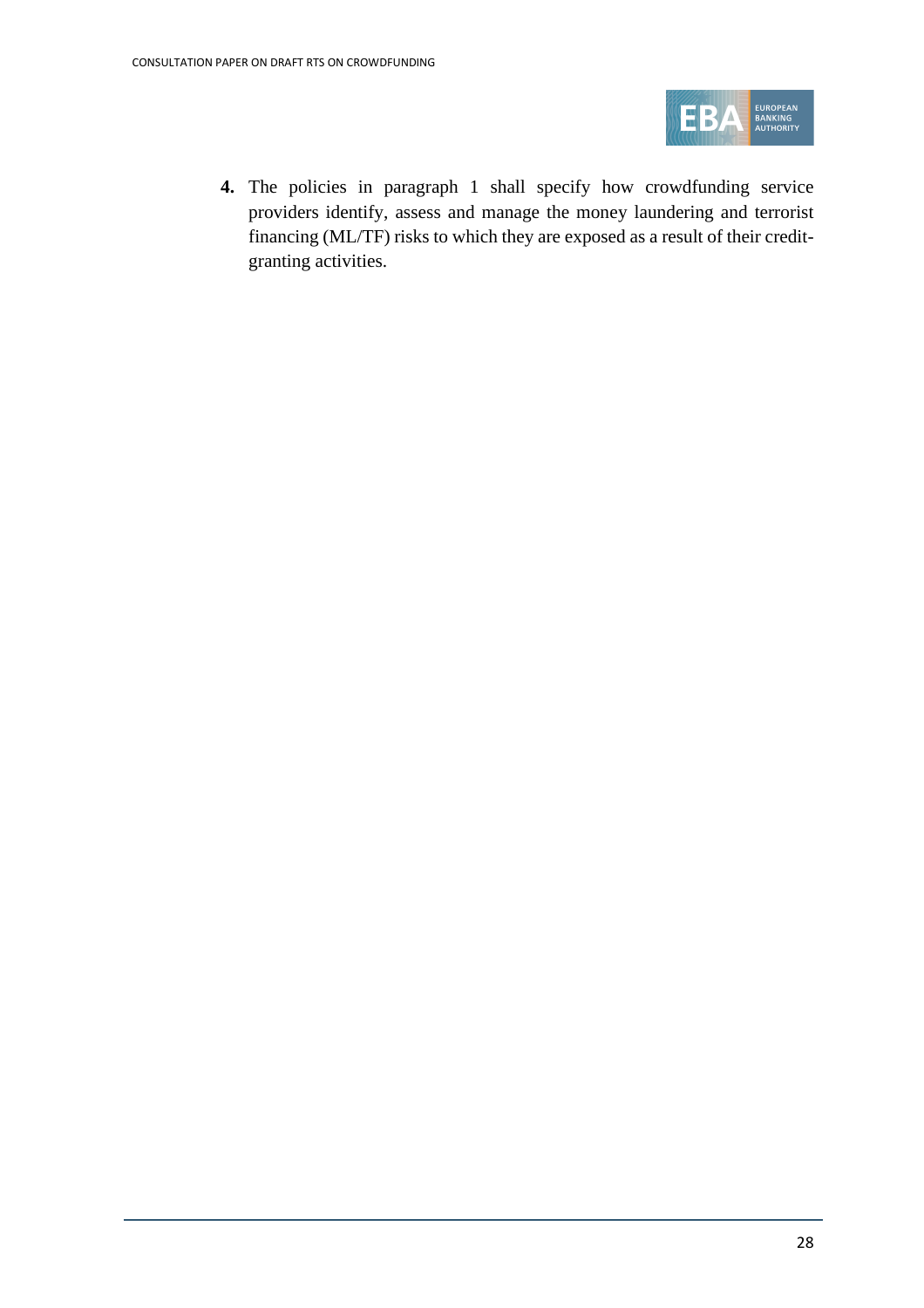**4.** The policies in paragraph 1 shall specify how crowdfunding service providers identify, assess and manage the money laundering and terrorist financing (ML/TF) risks to which they are exposed as a result of their credit-granting activities.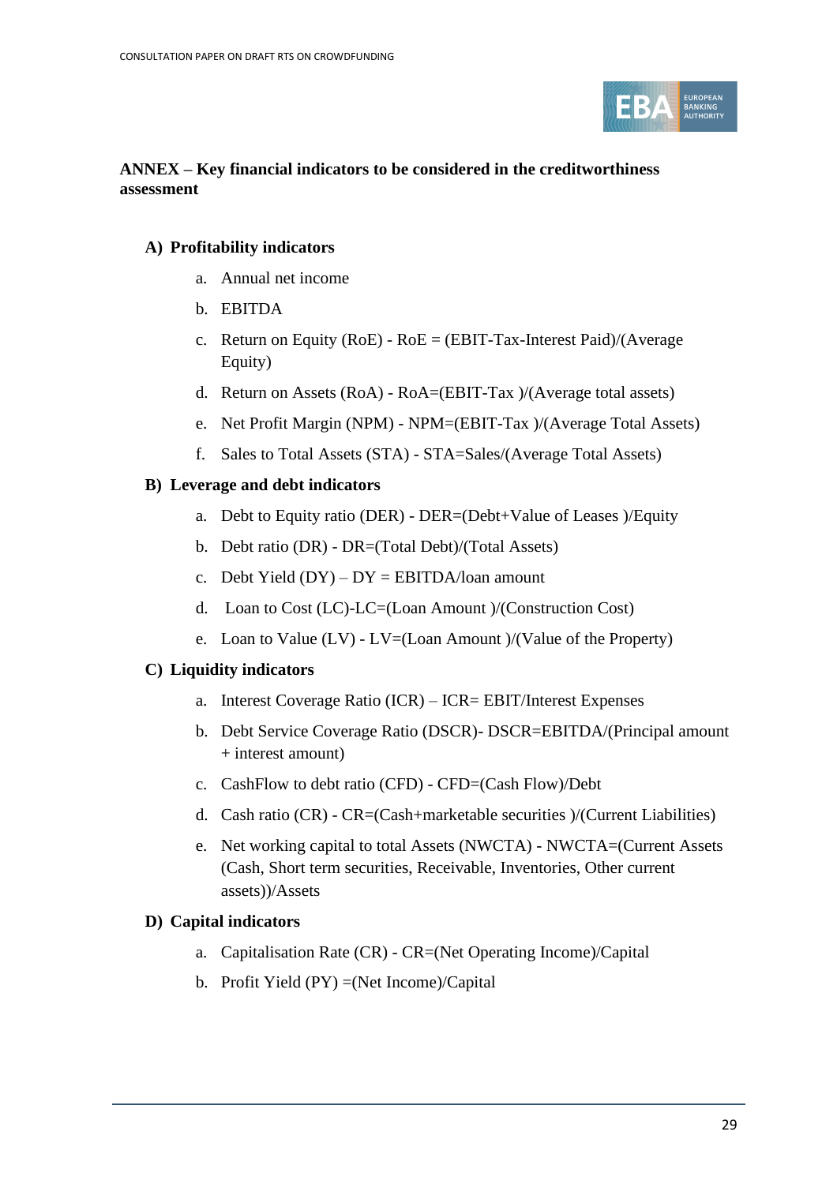**ANNEX – Key financial indicators to be considered in the creditworthiness assessment**

**A) Profitability indicators**

a. Annual net income

b. EBITDA

c. Return on Equity (RoE) - RoE = (EBIT-Tax-Interest Paid)/(Average Equity)

d. Return on Assets (RoA) - RoA=(EBIT-Tax )/(Average total assets)

e. Net Profit Margin (NPM) - NPM=(EBIT-Tax )/(Average Total Assets)

f. Sales to Total Assets (STA) - STA=Sales/(Average Total Assets)

**B) Leverage and debt indicators**

a. Debt to Equity ratio (DER) - DER=(Debt+Value of Leases )/Equity

b. Debt ratio (DR) - DR=(Total Debt)/(Total Assets)

c. Debt Yield (DY) – DY = EBITDA/loan amount

d. Loan to Cost (LC)-LC=(Loan Amount )/(Construction Cost)

e. Loan to Value (LV) - LV=(Loan Amount )/(Value of the Property)

**C) Liquidity indicators**

a. Interest Coverage Ratio (ICR) – ICR= EBIT/Interest Expenses

b. Debt Service Coverage Ratio (DSCR)- DSCR=EBITDA/(Principal amount + interest amount)

c. CashFlow to debt ratio (CFD) - CFD=(Cash Flow)/Debt

d. Cash ratio (CR) - CR=(Cash+marketable securities )/(Current Liabilities)

e. Net working capital to total Assets (NWCTA) - NWCTA=(Current Assets (Cash, Short term securities, Receivable, Inventories, Other current assets))/Assets

**D) Capital indicators**

a. Capitalisation Rate (CR) - CR=(Net Operating Income)/Capital

b. Profit Yield (PY) =(Net Income)/Capital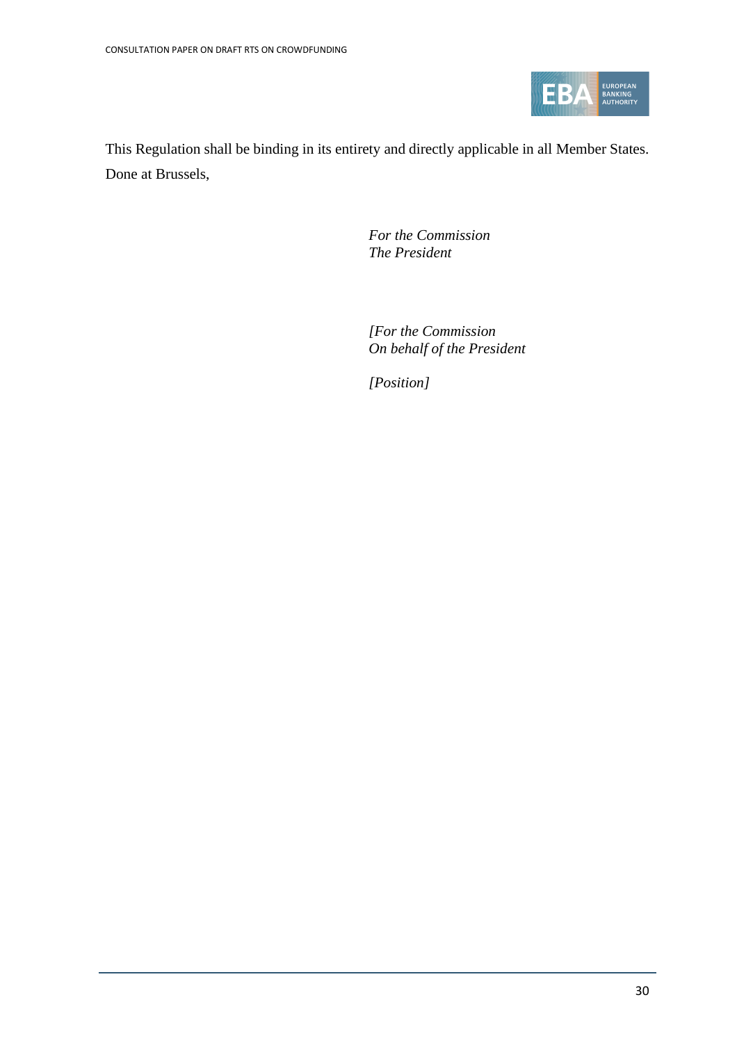This Regulation shall be binding in its entirety and directly applicable in all Member States.

Done at Brussels,

*For the Commission*
*The President*

*[For the Commission*
*On behalf of the President*

*[Position]*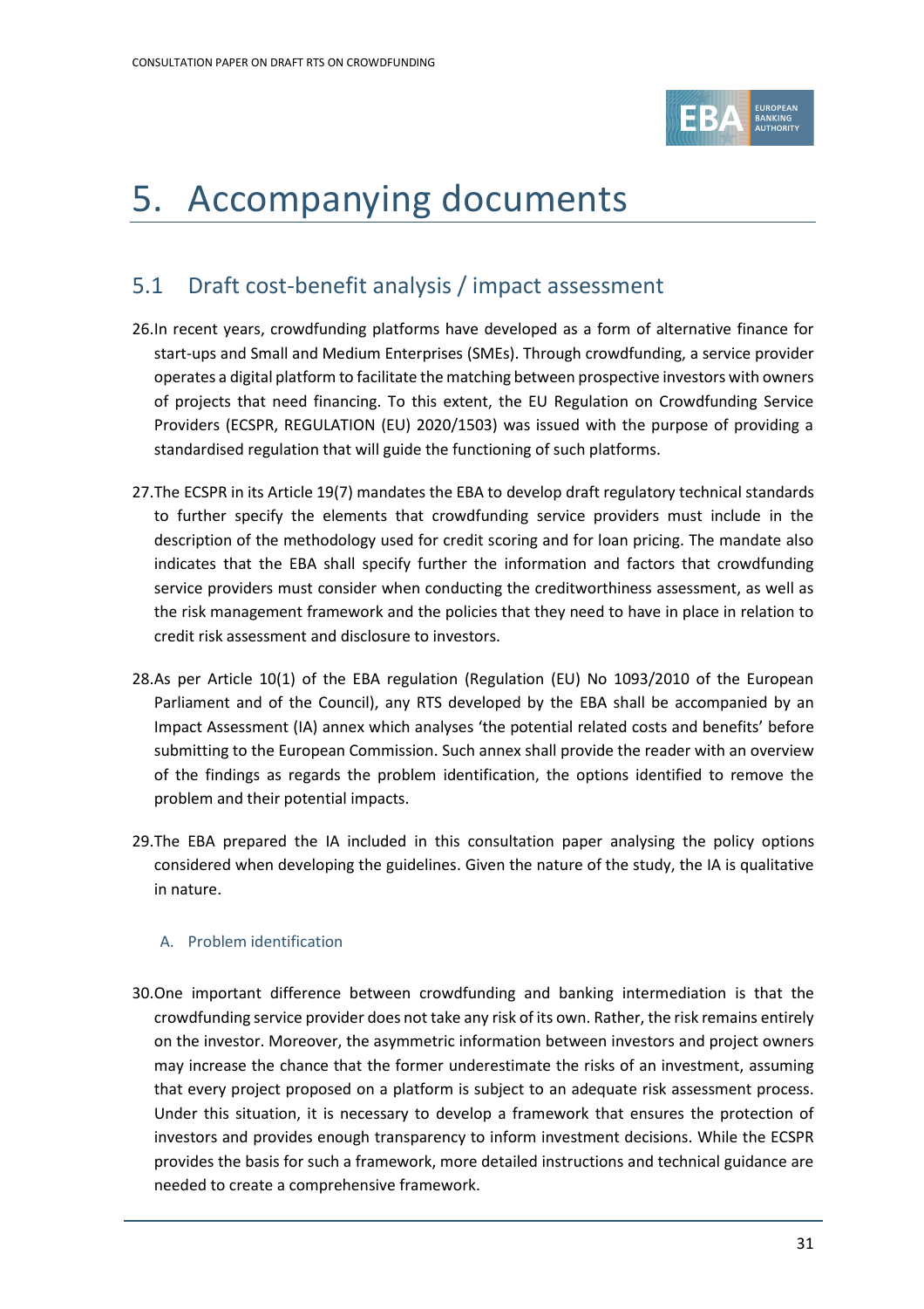# 5. Accompanying documents

## 5.1 Draft cost-benefit analysis / impact assessment

26. In recent years, crowdfunding platforms have developed as a form of alternative finance for start-ups and Small and Medium Enterprises (SMEs). Through crowdfunding, a service provider operates a digital platform to facilitate the matching between prospective investors with owners of projects that need financing. To this extent, the EU Regulation on Crowdfunding Service Providers (ECSPR, REGULATION (EU) 2020/1503) was issued with the purpose of providing a standardised regulation that will guide the functioning of such platforms.

27. The ECSPR in its Article 19(7) mandates the EBA to develop draft regulatory technical standards to further specify the elements that crowdfunding service providers must include in the description of the methodology used for credit scoring and for loan pricing. The mandate also indicates that the EBA shall specify further the information and factors that crowdfunding service providers must consider when conducting the creditworthiness assessment, as well as the risk management framework and the policies that they need to have in place in relation to credit risk assessment and disclosure to investors.

28. As per Article 10(1) of the EBA regulation (Regulation (EU) No 1093/2010 of the European Parliament and of the Council), any RTS developed by the EBA shall be accompanied by an Impact Assessment (IA) annex which analyses 'the potential related costs and benefits' before submitting to the European Commission. Such annex shall provide the reader with an overview of the findings as regards the problem identification, the options identified to remove the problem and their potential impacts.

29. The EBA prepared the IA included in this consultation paper analysing the policy options considered when developing the guidelines. Given the nature of the study, the IA is qualitative in nature.

### A. Problem identification

30. One important difference between crowdfunding and banking intermediation is that the crowdfunding service provider does not take any risk of its own. Rather, the risk remains entirely on the investor. Moreover, the asymmetric information between investors and project owners may increase the chance that the former underestimate the risks of an investment, assuming that every project proposed on a platform is subject to an adequate risk assessment process. Under this situation, it is necessary to develop a framework that ensures the protection of investors and provides enough transparency to inform investment decisions. While the ECSPR provides the basis for such a framework, more detailed instructions and technical guidance are needed to create a comprehensive framework.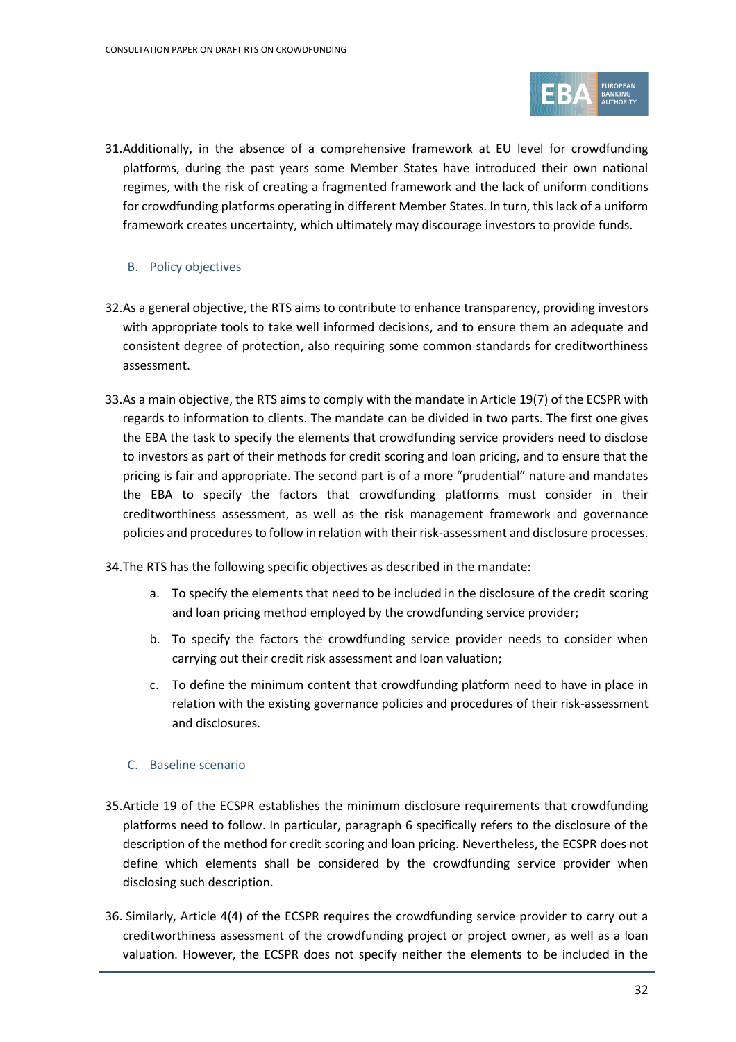31. Additionally, in the absence of a comprehensive framework at EU level for crowdfunding platforms, during the past years some Member States have introduced their own national regimes, with the risk of creating a fragmented framework and the lack of uniform conditions for crowdfunding platforms operating in different Member States. In turn, this lack of a uniform framework creates uncertainty, which ultimately may discourage investors to provide funds.

### B. Policy objectives

32. As a general objective, the RTS aims to contribute to enhance transparency, providing investors with appropriate tools to take well informed decisions, and to ensure them an adequate and consistent degree of protection, also requiring some common standards for creditworthiness assessment.

33. As a main objective, the RTS aims to comply with the mandate in Article 19(7) of the ECSPR with regards to information to clients. The mandate can be divided in two parts. The first one gives the EBA the task to specify the elements that crowdfunding service providers need to disclose to investors as part of their methods for credit scoring and loan pricing, and to ensure that the pricing is fair and appropriate. The second part is of a more "prudential" nature and mandates the EBA to specify the factors that crowdfunding platforms must consider in their creditworthiness assessment, as well as the risk management framework and governance policies and procedures to follow in relation with their risk-assessment and disclosure processes.

34. The RTS has the following specific objectives as described in the mandate:

    a. To specify the elements that need to be included in the disclosure of the credit scoring and loan pricing method employed by the crowdfunding service provider;

    b. To specify the factors the crowdfunding service provider needs to consider when carrying out their credit risk assessment and loan valuation;

    c. To define the minimum content that crowdfunding platform need to have in place in relation with the existing governance policies and procedures of their risk-assessment and disclosures.

### C. Baseline scenario

35. Article 19 of the ECSPR establishes the minimum disclosure requirements that crowdfunding platforms need to follow. In particular, paragraph 6 specifically refers to the disclosure of the description of the method for credit scoring and loan pricing. Nevertheless, the ECSPR does not define which elements shall be considered by the crowdfunding service provider when disclosing such description.

36. Similarly, Article 4(4) of the ECSPR requires the crowdfunding service provider to carry out a creditworthiness assessment of the crowdfunding project or project owner, as well as a loan valuation. However, the ECSPR does not specify neither the elements to be included in the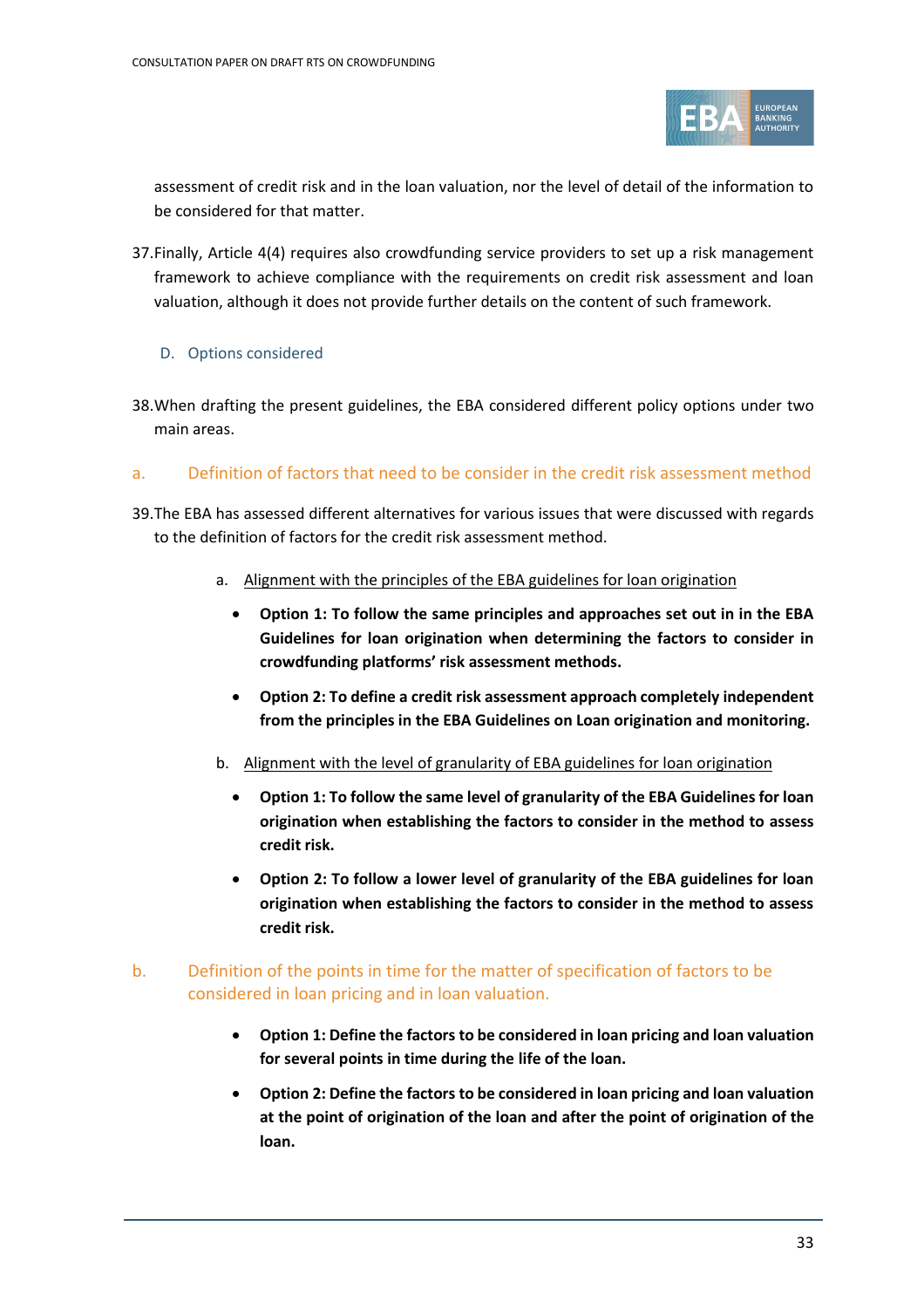assessment of credit risk and in the loan valuation, nor the level of detail of the information to be considered for that matter.

37. Finally, Article 4(4) requires also crowdfunding service providers to set up a risk management framework to achieve compliance with the requirements on credit risk assessment and loan valuation, although it does not provide further details on the content of such framework.

### D. Options considered

38. When drafting the present guidelines, the EBA considered different policy options under two main areas.

#### a. Definition of factors that need to be consider in the credit risk assessment method

39. The EBA has assessed different alternatives for various issues that were discussed with regards to the definition of factors for the credit risk assessment method.

a. Alignment with the principles of the EBA guidelines for loan origination

- **Option 1: To follow the same principles and approaches set out in in the EBA Guidelines for loan origination when determining the factors to consider in crowdfunding platforms' risk assessment methods.**
- **Option 2: To define a credit risk assessment approach completely independent from the principles in the EBA Guidelines on Loan origination and monitoring.**

b. Alignment with the level of granularity of EBA guidelines for loan origination

- **Option 1: To follow the same level of granularity of the EBA Guidelines for loan origination when establishing the factors to consider in the method to assess credit risk.**
- **Option 2: To follow a lower level of granularity of the EBA guidelines for loan origination when establishing the factors to consider in the method to assess credit risk.**

#### b. Definition of the points in time for the matter of specification of factors to be considered in loan pricing and in loan valuation.

- **Option 1: Define the factors to be considered in loan pricing and loan valuation for several points in time during the life of the loan.**
- **Option 2: Define the factors to be considered in loan pricing and loan valuation at the point of origination of the loan and after the point of origination of the loan.**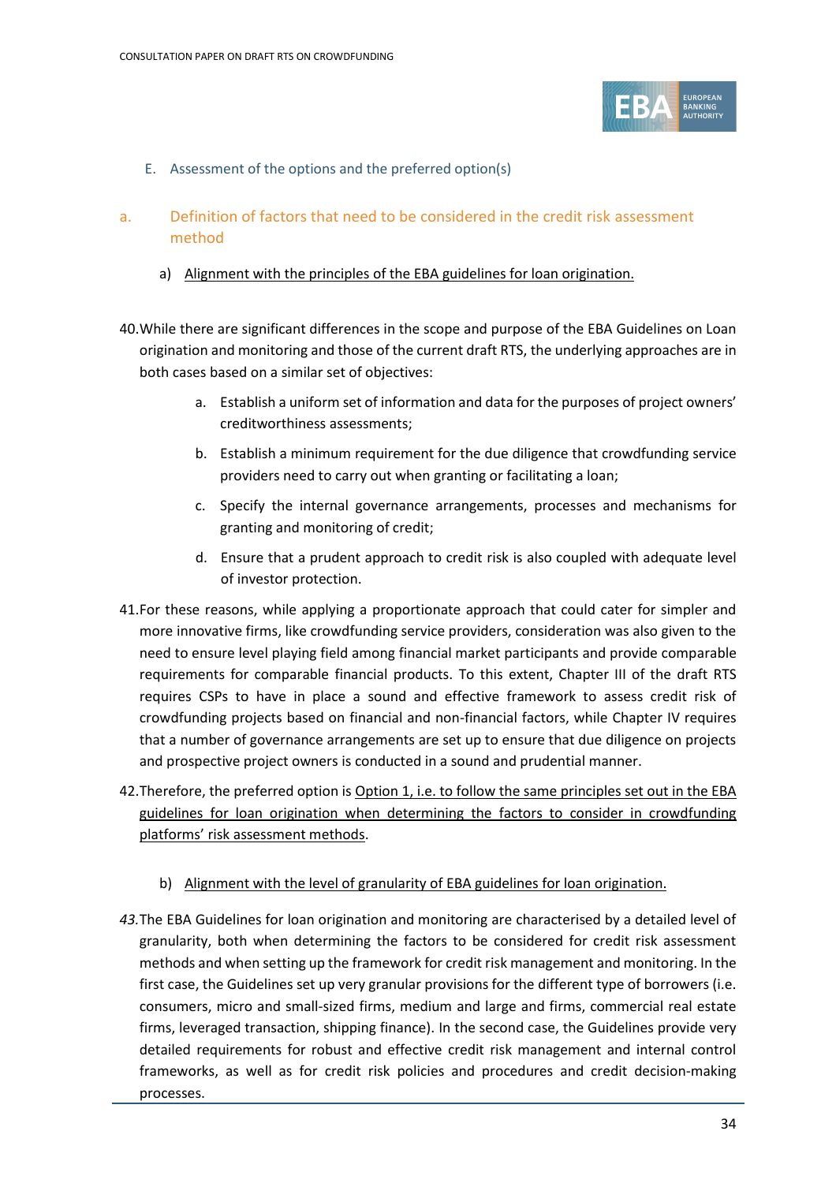E. Assessment of the options and the preferred option(s)

## a. Definition of factors that need to be considered in the credit risk assessment method

a) Alignment with the principles of the EBA guidelines for loan origination.

40. While there are significant differences in the scope and purpose of the EBA Guidelines on Loan origination and monitoring and those of the current draft RTS, the underlying approaches are in both cases based on a similar set of objectives:

    a. Establish a uniform set of information and data for the purposes of project owners' creditworthiness assessments;

    b. Establish a minimum requirement for the due diligence that crowdfunding service providers need to carry out when granting or facilitating a loan;

    c. Specify the internal governance arrangements, processes and mechanisms for granting and monitoring of credit;

    d. Ensure that a prudent approach to credit risk is also coupled with adequate level of investor protection.

41. For these reasons, while applying a proportionate approach that could cater for simpler and more innovative firms, like crowdfunding service providers, consideration was also given to the need to ensure level playing field among financial market participants and provide comparable requirements for comparable financial products. To this extent, Chapter III of the draft RTS requires CSPs to have in place a sound and effective framework to assess credit risk of crowdfunding projects based on financial and non-financial factors, while Chapter IV requires that a number of governance arrangements are set up to ensure that due diligence on projects and prospective project owners is conducted in a sound and prudential manner.

42. Therefore, the preferred option is Option 1, i.e. to follow the same principles set out in the EBA guidelines for loan origination when determining the factors to consider in crowdfunding platforms' risk assessment methods.

b) Alignment with the level of granularity of EBA guidelines for loan origination.

43. The EBA Guidelines for loan origination and monitoring are characterised by a detailed level of granularity, both when determining the factors to be considered for credit risk assessment methods and when setting up the framework for credit risk management and monitoring. In the first case, the Guidelines set up very granular provisions for the different type of borrowers (i.e. consumers, micro and small-sized firms, medium and large and firms, commercial real estate firms, leveraged transaction, shipping finance). In the second case, the Guidelines provide very detailed requirements for robust and effective credit risk management and internal control frameworks, as well as for credit risk policies and procedures and credit decision-making processes.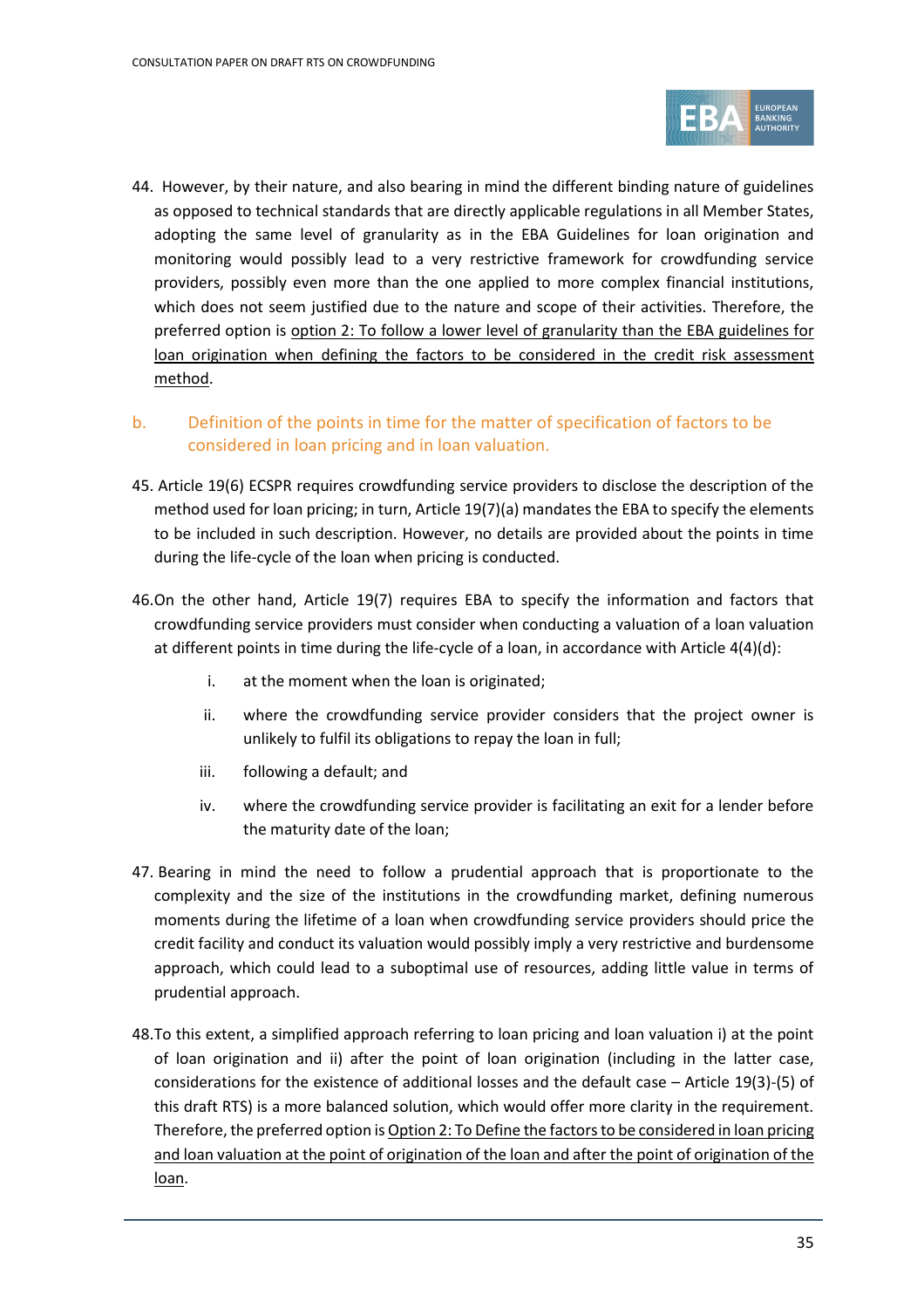44. However, by their nature, and also bearing in mind the different binding nature of guidelines as opposed to technical standards that are directly applicable regulations in all Member States, adopting the same level of granularity as in the EBA Guidelines for loan origination and monitoring would possibly lead to a very restrictive framework for crowdfunding service providers, possibly even more than the one applied to more complex financial institutions, which does not seem justified due to the nature and scope of their activities. Therefore, the preferred option is <u>option 2: To follow a lower level of granularity than the EBA guidelines for loan origination when defining the factors to be considered in the credit risk assessment method</u>.

### b. Definition of the points in time for the matter of specification of factors to be considered in loan pricing and in loan valuation.

45. Article 19(6) ECSPR requires crowdfunding service providers to disclose the description of the method used for loan pricing; in turn, Article 19(7)(a) mandates the EBA to specify the elements to be included in such description. However, no details are provided about the points in time during the life-cycle of the loan when pricing is conducted.

46. On the other hand, Article 19(7) requires EBA to specify the information and factors that crowdfunding service providers must consider when conducting a valuation of a loan valuation at different points in time during the life-cycle of a loan, in accordance with Article 4(4)(d):

    i. at the moment when the loan is originated;
    ii. where the crowdfunding service provider considers that the project owner is unlikely to fulfil its obligations to repay the loan in full;
    iii. following a default; and
    iv. where the crowdfunding service provider is facilitating an exit for a lender before the maturity date of the loan;

47. Bearing in mind the need to follow a prudential approach that is proportionate to the complexity and the size of the institutions in the crowdfunding market, defining numerous moments during the lifetime of a loan when crowdfunding service providers should price the credit facility and conduct its valuation would possibly imply a very restrictive and burdensome approach, which could lead to a suboptimal use of resources, adding little value in terms of prudential approach.

48. To this extent, a simplified approach referring to loan pricing and loan valuation i) at the point of loan origination and ii) after the point of loan origination (including in the latter case, considerations for the existence of additional losses and the default case – Article 19(3)-(5) of this draft RTS) is a more balanced solution, which would offer more clarity in the requirement. Therefore, the preferred option is <u>Option 2: To Define the factors to be considered in loan pricing and loan valuation at the point of origination of the loan and after the point of origination of the loan</u>.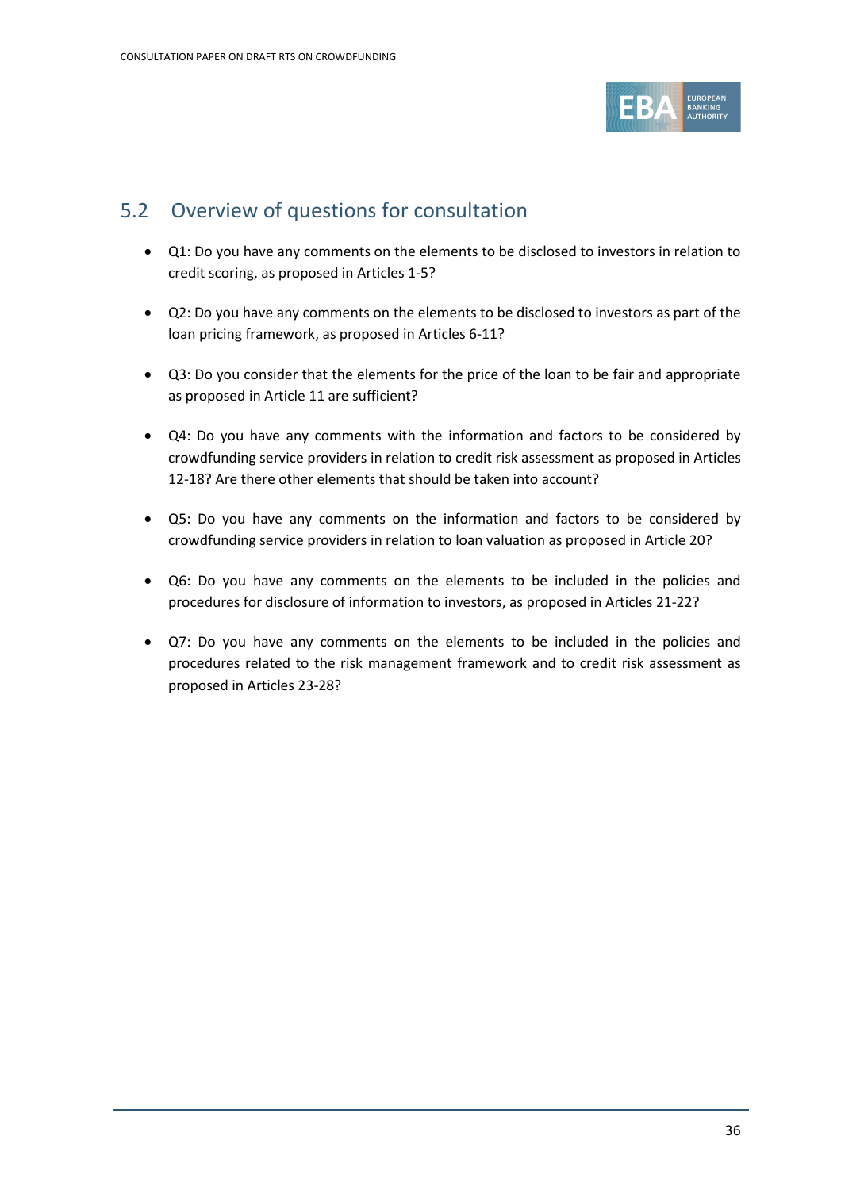## 5.2 Overview of questions for consultation

- Q1: Do you have any comments on the elements to be disclosed to investors in relation to credit scoring, as proposed in Articles 1-5?
- Q2: Do you have any comments on the elements to be disclosed to investors as part of the loan pricing framework, as proposed in Articles 6-11?
- Q3: Do you consider that the elements for the price of the loan to be fair and appropriate as proposed in Article 11 are sufficient?
- Q4: Do you have any comments with the information and factors to be considered by crowdfunding service providers in relation to credit risk assessment as proposed in Articles 12-18? Are there other elements that should be taken into account?
- Q5: Do you have any comments on the information and factors to be considered by crowdfunding service providers in relation to loan valuation as proposed in Article 20?
- Q6: Do you have any comments on the elements to be included in the policies and procedures for disclosure of information to investors, as proposed in Articles 21-22?
- Q7: Do you have any comments on the elements to be included in the policies and procedures related to the risk management framework and to credit risk assessment as proposed in Articles 23-28?